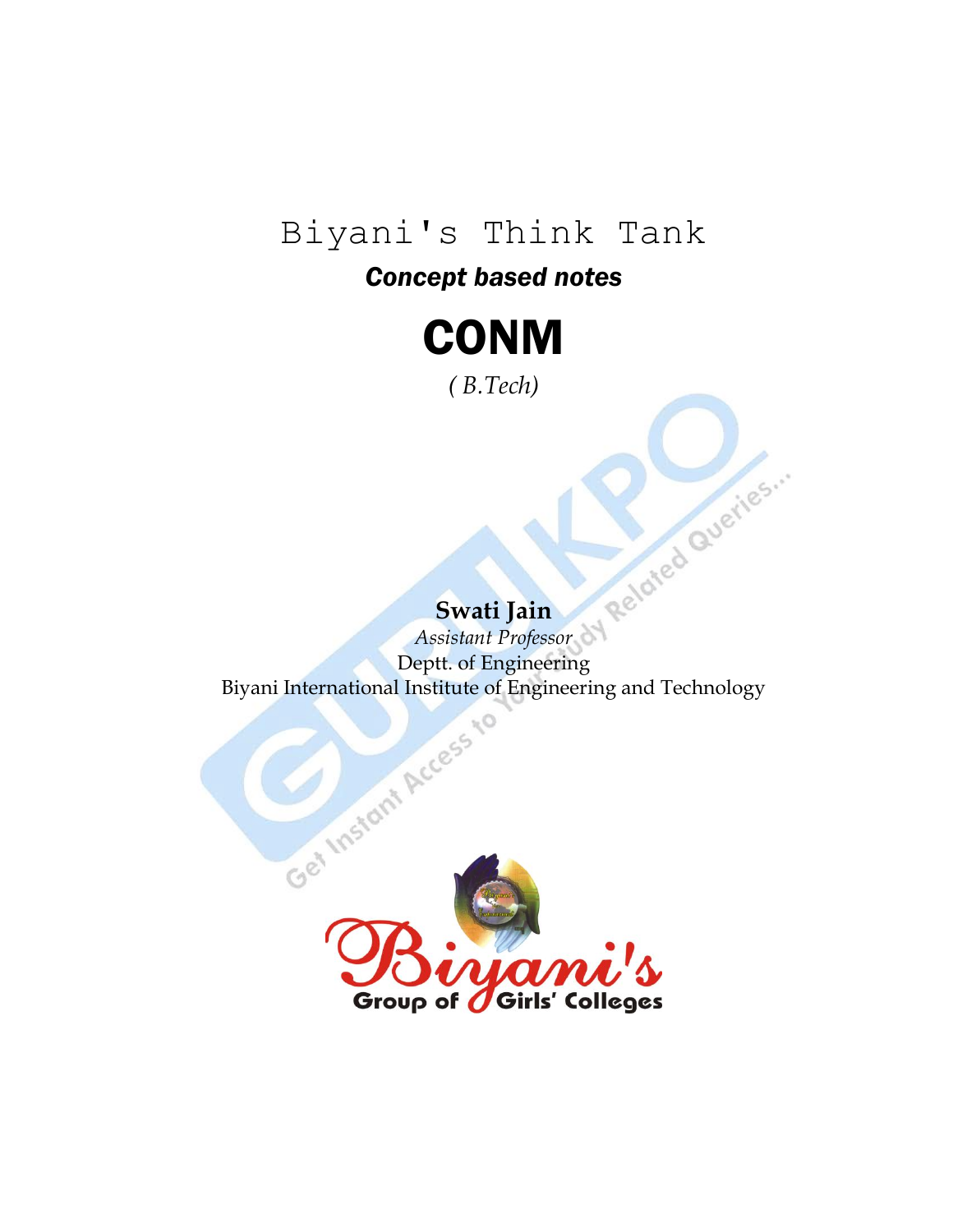# Biyani's Think Tank

***Concept based notes***

# CONM

*( B.Tech)*

**Swati Jain**

*Assistant Professor*

Deptt. of Engineering

Biyani International Institute of Engineering and Technology

Biyani's Group of Girls' Colleges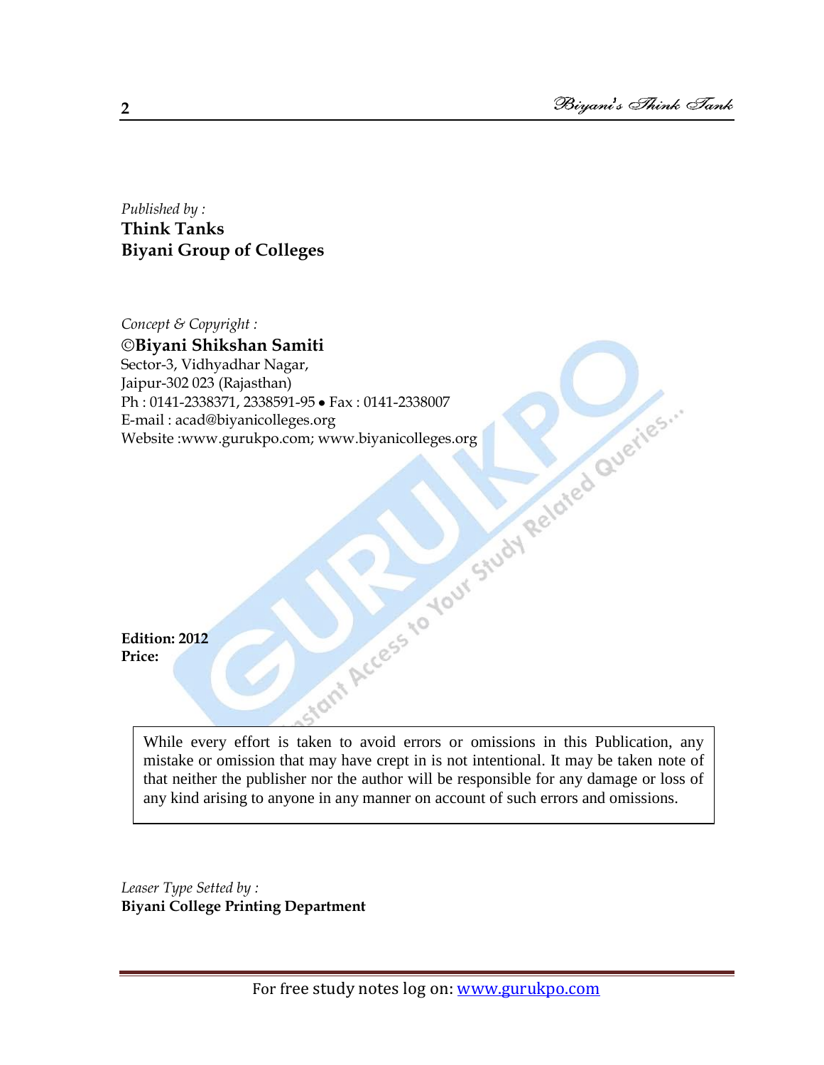*Published by :*
**Think Tanks**
**Biyani Group of Colleges**

*Concept & Copyright :*
**©Biyani Shikshan Samiti**
Sector-3, Vidhyadhar Nagar,
Jaipur-302 023 (Rajasthan)
Ph : 0141-2338371, 2338591-95 • Fax : 0141-2338007
E-mail : acad@biyanicolleges.org
Website :www.gurukpo.com; www.biyanicolleges.org

**Edition: 2012**
**Price:**

While every effort is taken to avoid errors or omissions in this Publication, any mistake or omission that may have crept in is not intentional. It may be taken note of that neither the publisher nor the author will be responsible for any damage or loss of any kind arising to anyone in any manner on account of such errors and omissions.

*Leaser Type Setted by :*
**Biyani College Printing Department**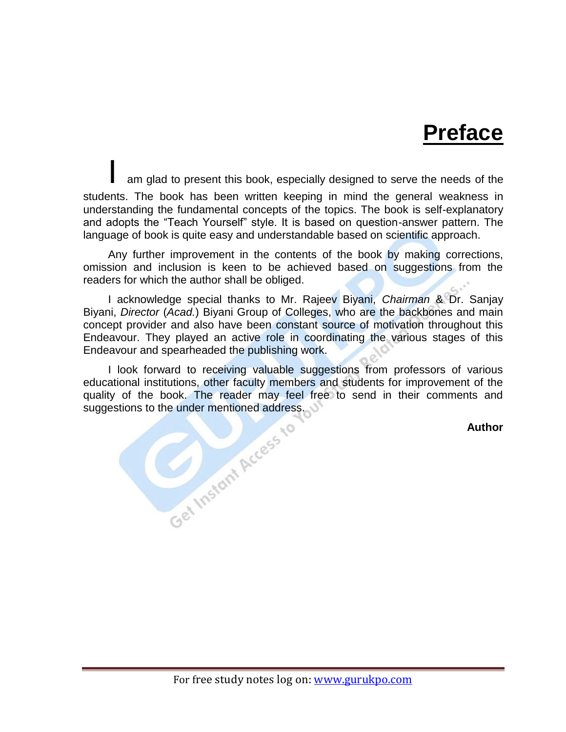# Preface

I am glad to present this book, especially designed to serve the needs of the students. The book has been written keeping in mind the general weakness in understanding the fundamental concepts of the topics. The book is self-explanatory and adopts the "Teach Yourself" style. It is based on question-answer pattern. The language of book is quite easy and understandable based on scientific approach.

Any further improvement in the contents of the book by making corrections, omission and inclusion is keen to be achieved based on suggestions from the readers for which the author shall be obliged.

I acknowledge special thanks to Mr. Rajeev Biyani, *Chairman* & Dr. Sanjay Biyani, *Director* (*Acad.*) Biyani Group of Colleges, who are the backbones and main concept provider and also have been constant source of motivation throughout this Endeavour. They played an active role in coordinating the various stages of this Endeavour and spearheaded the publishing work.

I look forward to receiving valuable suggestions from professors of various educational institutions, other faculty members and students for improvement of the quality of the book. The reader may feel free to send in their comments and suggestions to the under mentioned address.

**Author**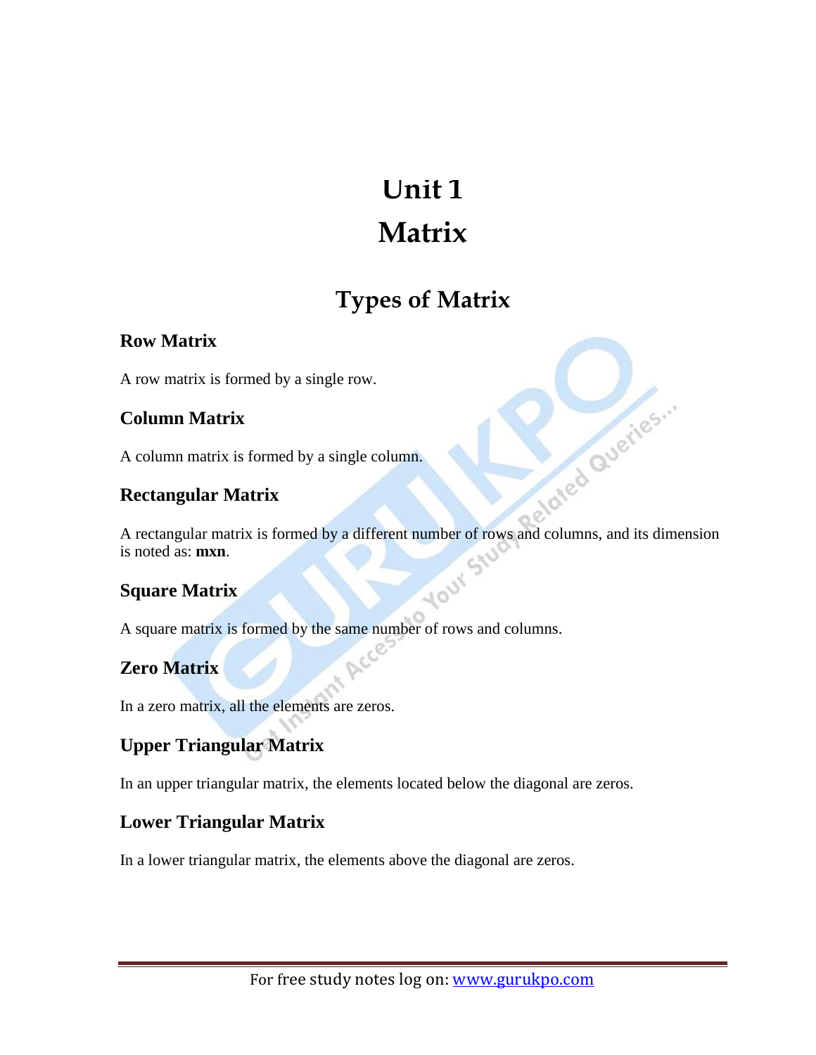# Unit 1

# Matrix

## Types of Matrix

### Row Matrix

A row matrix is formed by a single row.

### Column Matrix

A column matrix is formed by a single column.

### Rectangular Matrix

A rectangular matrix is formed by a different number of rows and columns, and its dimension is noted as: **mxn**.

### Square Matrix

A square matrix is formed by the same number of rows and columns.

### Zero Matrix

In a zero matrix, all the elements are zeros.

### Upper Triangular Matrix

In an upper triangular matrix, the elements located below the diagonal are zeros.

### Lower Triangular Matrix

In a lower triangular matrix, the elements above the diagonal are zeros.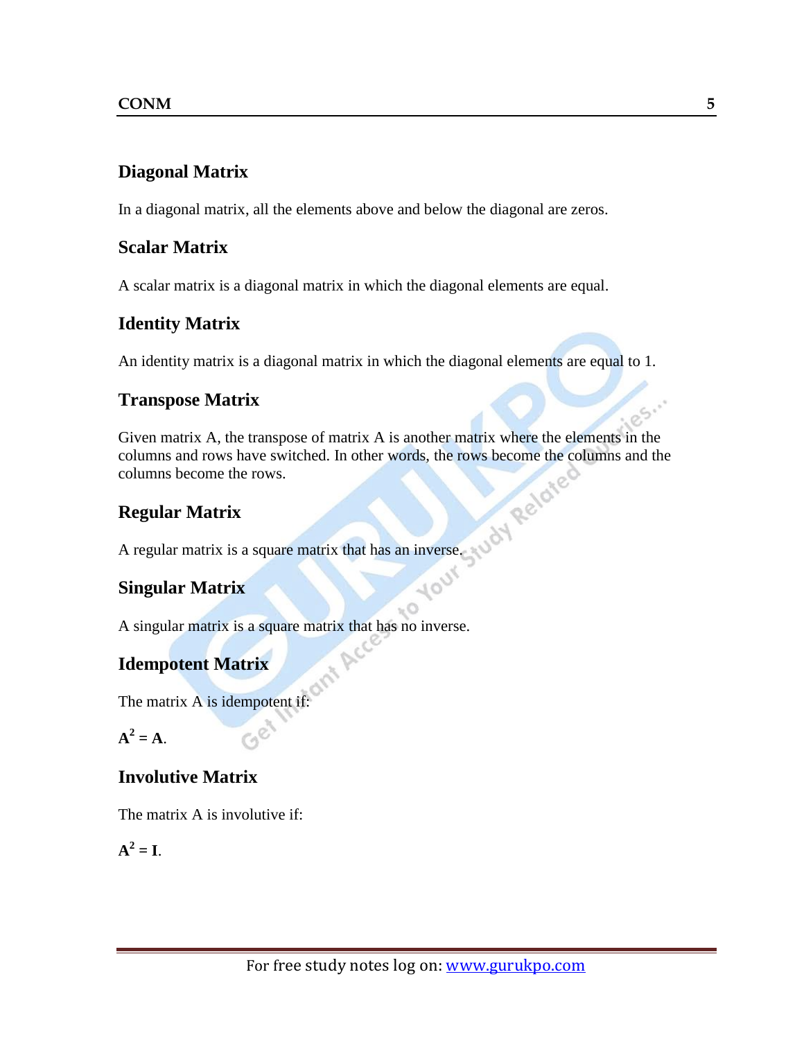## Diagonal Matrix

In a diagonal matrix, all the elements above and below the diagonal are zeros.

## Scalar Matrix

A scalar matrix is a diagonal matrix in which the diagonal elements are equal.

## Identity Matrix

An identity matrix is a diagonal matrix in which the diagonal elements are equal to 1.

## Transpose Matrix

Given matrix A, the transpose of matrix A is another matrix where the elements in the columns and rows have switched. In other words, the rows become the columns and the columns become the rows.

## Regular Matrix

A regular matrix is a square matrix that has an inverse.

## Singular Matrix

A singular matrix is a square matrix that has no inverse.

## Idempotent Matrix

The matrix A is idempotent if:

$\mathbf{A^2 = A}$.

## Involutive Matrix

The matrix A is involutive if:

$\mathbf{A^2 = I}$.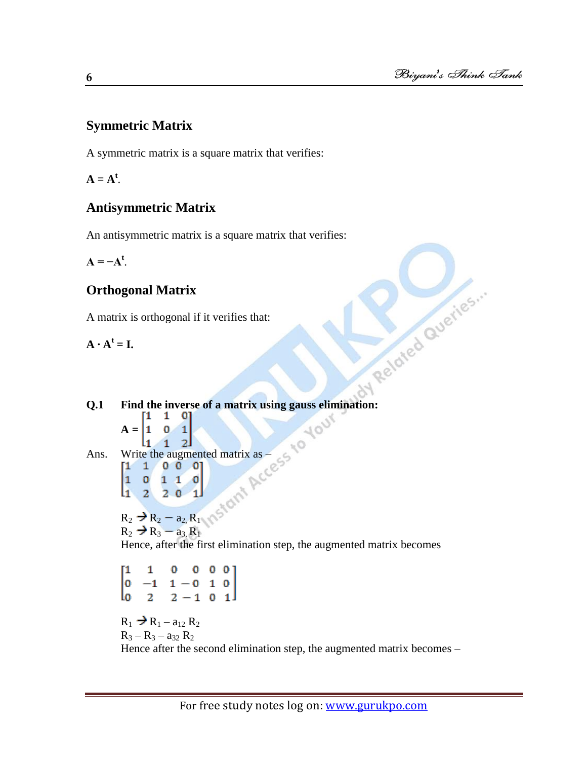## Symmetric Matrix

A symmetric matrix is a square matrix that verifies:

$\mathbf{A = A^t}$.

## Antisymmetric Matrix

An antisymmetric matrix is a square matrix that verifies:

$\mathbf{A = -A^t}$.

## Orthogonal Matrix

A matrix is orthogonal if it verifies that:

$\mathbf{A \cdot A^t = I}$.

**Q.1 Find the inverse of a matrix using gauss elimination:**

$$A = \begin{bmatrix} 1 & 1 & 0 \\ 1 & 0 & 1 \\ 1 & 1 & 2 \end{bmatrix}$$

Ans. Write the augmented matrix as –

$$\begin{bmatrix} 1 & 1 & 0 & 0 & 0 \\ 1 & 0 & 1 & 1 & 0 \\ 1 & 2 & 2 & 0 & 1 \end{bmatrix}$$

$R_2 \rightarrow R_2 - a_{2,} R_1$

$R_2 \rightarrow R_3 - a_{3,} R_1$

Hence, after the first elimination step, the augmented matrix becomes

$$\begin{bmatrix} 1 & 1 & 0 & 0 & 0 & 0 \\ 0 & -1 & 1 & -0 & 1 & 0 \\ 0 & 2 & 2 & -1 & 0 & 1 \end{bmatrix}$$

$R_1 \rightarrow R_1 - a_{12} R_2$

$R_3 - R_3 - a_{32} R_2$

Hence after the second elimination step, the augmented matrix becomes –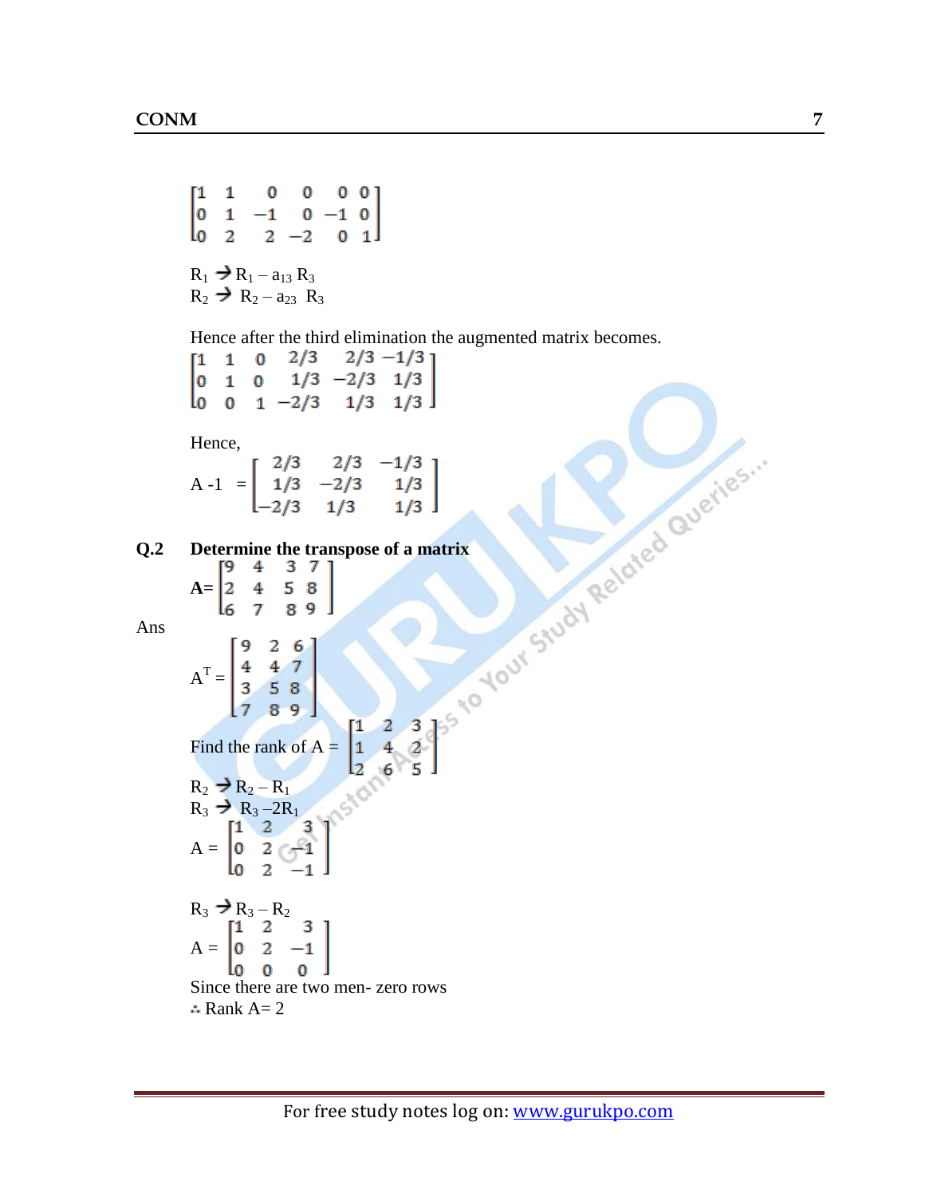$$\begin{bmatrix} 1 & 1 & 0 & 0 & 0 & 0 \\ 0 & 1 & -1 & 0 & -1 & 0 \\ 0 & 2 & 2 & -2 & 0 & 1 \end{bmatrix}$$

$R_1 \rightarrow R_1 - a_{13} R_3$
$R_2 \rightarrow R_2 - a_{23} R_3$

Hence after the third elimination the augmented matrix becomes.

$$\begin{bmatrix} 1 & 1 & 0 & 2/3 & 2/3 & -1/3 \\ 0 & 1 & 0 & 1/3 & -2/3 & 1/3 \\ 0 & 0 & 1 & -2/3 & 1/3 & 1/3 \end{bmatrix}$$

Hence,

$$A^{-1} = \begin{bmatrix} 2/3 & 2/3 & -1/3 \\ 1/3 & -2/3 & 1/3 \\ -2/3 & 1/3 & 1/3 \end{bmatrix}$$

**Q.2 Determine the transpose of a matrix**

$$\mathbf{A} = \begin{bmatrix} 9 & 4 & 3 & 7 \\ 2 & 4 & 5 & 8 \\ 6 & 7 & 8 & 9 \end{bmatrix}$$

Ans

$$A^T = \begin{bmatrix} 9 & 2 & 6 \\ 4 & 4 & 7 \\ 3 & 5 & 8 \\ 7 & 8 & 9 \end{bmatrix}$$

Find the rank of $A = \begin{bmatrix} 1 & 2 & 3 \\ 1 & 4 & 2 \\ 2 & 6 & 5 \end{bmatrix}$

$R_2 \rightarrow R_2 - R_1$
$R_3 \rightarrow R_3 - 2R_1$

$$A = \begin{bmatrix} 1 & 2 & 3 \\ 0 & 2 & -1 \\ 0 & 2 & -1 \end{bmatrix}$$

$R_3 \rightarrow R_3 - R_2$

$$A = \begin{bmatrix} 1 & 2 & 3 \\ 0 & 2 & -1 \\ 0 & 0 & 0 \end{bmatrix}$$

Since there are two men- zero rows

∴ Rank A= 2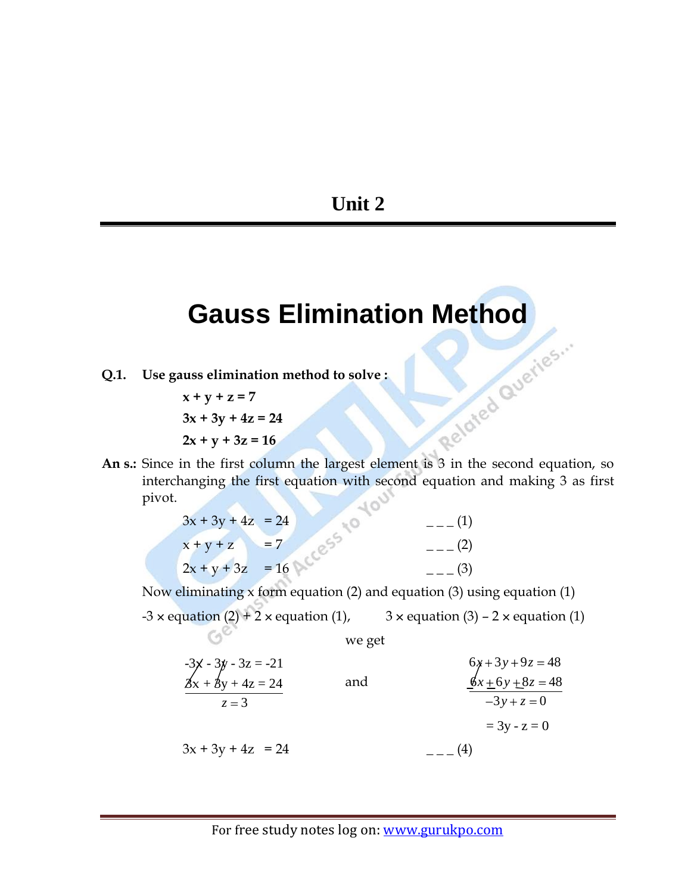# Unit 2

## Gauss Elimination Method

**Q.1. Use gauss elimination method to solve :**

$$\mathbf{x + y + z = 7}$$
$$\mathbf{3x + 3y + 4z = 24}$$
$$\mathbf{2x + y + 3z = 16}$$

**An s.:** Since in the first column the largest element is 3 in the second equation, so interchanging the first equation with second equation and making 3 as first pivot.

$$3x + 3y + 4z = 24 \qquad \_\_\_ (1)$$
$$x + y + z = 7 \qquad \_\_\_ (2)$$
$$2x + y + 3z = 16 \qquad \_\_\_ (3)$$

Now eliminating x form equation (2) and equation (3) using equation (1)

-3 × equation (2) + 2 × equation (1), 3 × equation (3) – 2 × equation (1)

we get

$$\begin{array}{r} -3x - 3y - 3z = -21 \\ 3x + 3y + 4z = 24 \\ \hline z = 3 \end{array} \qquad \text{and} \qquad \begin{array}{r} 6x + 3y + 9z = 48 \\ -6x \pm 6y \pm 8z = 48 \\ \hline -3y + z = 0 \end{array}$$

$$= 3y - z = 0$$

$$3x + 3y + 4z = 24 \qquad \_\_\_ (4)$$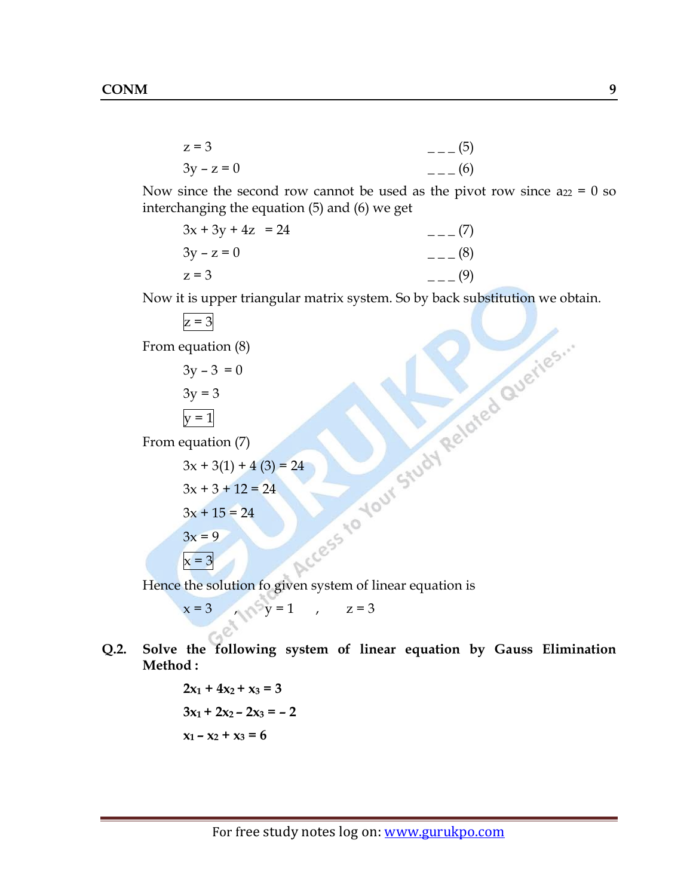$$z = 3 \qquad \text{--- (5)}$$

$$3y - z = 0 \qquad \text{--- (6)}$$

Now since the second row cannot be used as the pivot row since $a_{22} = 0$ so interchanging the equation (5) and (6) we get

$$3x + 3y + 4z = 24 \qquad \text{--- (7)}$$

$$3y - z = 0 \qquad \text{--- (8)}$$

$$z = 3 \qquad \text{--- (9)}$$

Now it is upper triangular matrix system. So by back substitution we obtain.

$$\boxed{z = 3}$$

From equation (8)

$$3y - 3 = 0$$

$$3y = 3$$

$$\boxed{y = 1}$$

From equation (7)

$$3x + 3(1) + 4(3) = 24$$

$$3x + 3 + 12 = 24$$

$$3x + 15 = 24$$

$$3x = 9$$

$$\boxed{x = 3}$$

Hence the solution fo given system of linear equation is

$$x = 3 \quad , \quad y = 1 \quad , \quad z = 3$$

**Q.2. Solve the following system of linear equation by Gauss Elimination Method :**

$$\mathbf{2x_1 + 4x_2 + x_3 = 3}$$

$$\mathbf{3x_1 + 2x_2 - 2x_3 = -2}$$

$$\mathbf{x_1 - x_2 + x_3 = 6}$$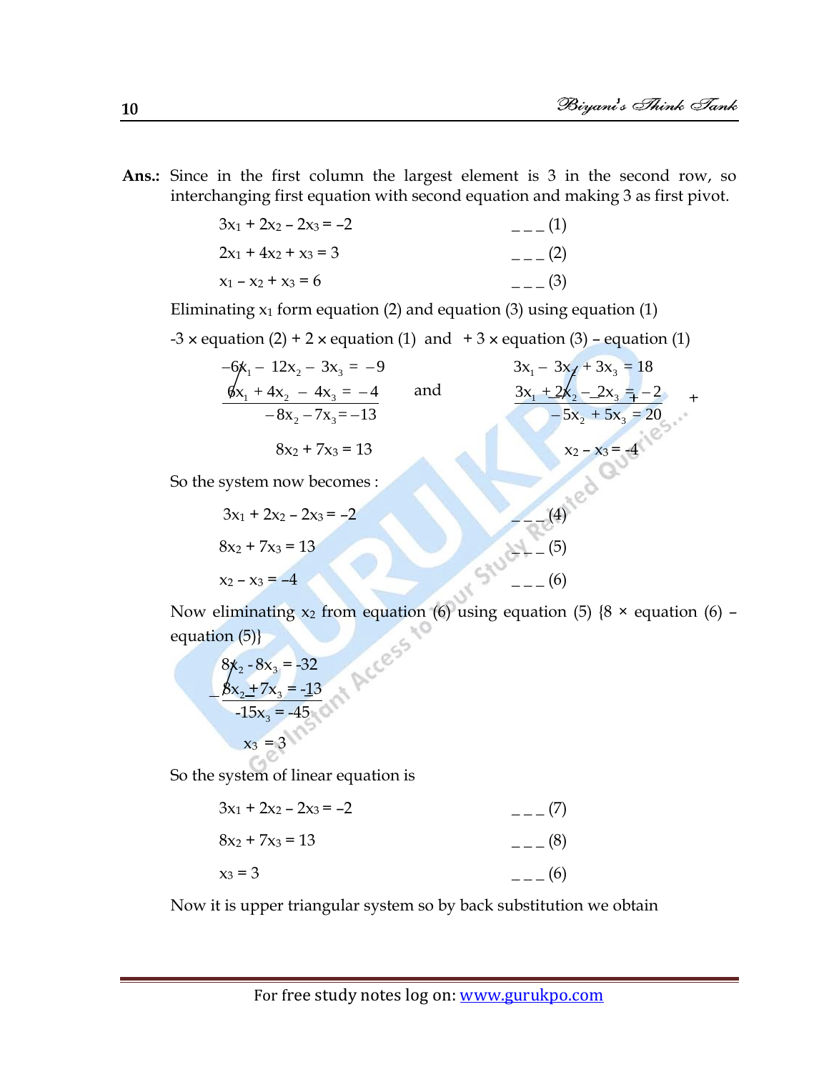**Ans.:** Since in the first column the largest element is 3 in the second row, so interchanging first equation with second equation and making 3 as first pivot.

$$3x_1 + 2x_2 - 2x_3 = -2 \qquad \_\_\_ (1)$$

$$2x_1 + 4x_2 + x_3 = 3 \qquad \_\_\_ (2)$$

$$x_1 - x_2 + x_3 = 6 \qquad \_\_\_ (3)$$

Eliminating $x_1$ form equation (2) and equation (3) using equation (1)

-3 × equation (2) + 2 × equation (1) and + 3 × equation (3) – equation (1)

$$\begin{array}{r} -6x_1 - 12x_2 - 3x_3 = -9 \\ 6x_1 + 4x_2 - 4x_3 = -4 \\ \hline -8x_2 - 7x_3 = -13 \end{array} \quad \text{and} \quad \begin{array}{r} 3x_1 - 3x_2 + 3x_3 = 18 \\ 3x_1 + 2x_2 - 2x_3 = -2 \\ \hline -5x_2 + 5x_3 = 20 \end{array}$$

$$8x_2 + 7x_3 = 13 \qquad\qquad x_2 - x_3 = -4$$

So the system now becomes :

$$3x_1 + 2x_2 - 2x_3 = -2 \qquad \_\_\_ (4)$$

$$8x_2 + 7x_3 = 13 \qquad \_\_\_ (5)$$

$$x_2 - x_3 = -4 \qquad \_\_\_ (6)$$

Now eliminating $x_2$ from equation (6) using equation (5) {8 × equation (6) – equation (5)}

$$\begin{array}{r} 8x_2 - 8x_3 = -32 \\ -\;8x_2 + 7x_3 = -13 \\ \hline -15x_3 = -45 \end{array}$$

$$x_3 = 3$$

So the system of linear equation is

$$3x_1 + 2x_2 - 2x_3 = -2 \qquad \_\_\_ (7)$$

$$8x_2 + 7x_3 = 13 \qquad \_\_\_ (8)$$

$$x_3 = 3 \qquad \_\_\_ (6)$$

Now it is upper triangular system so by back substitution we obtain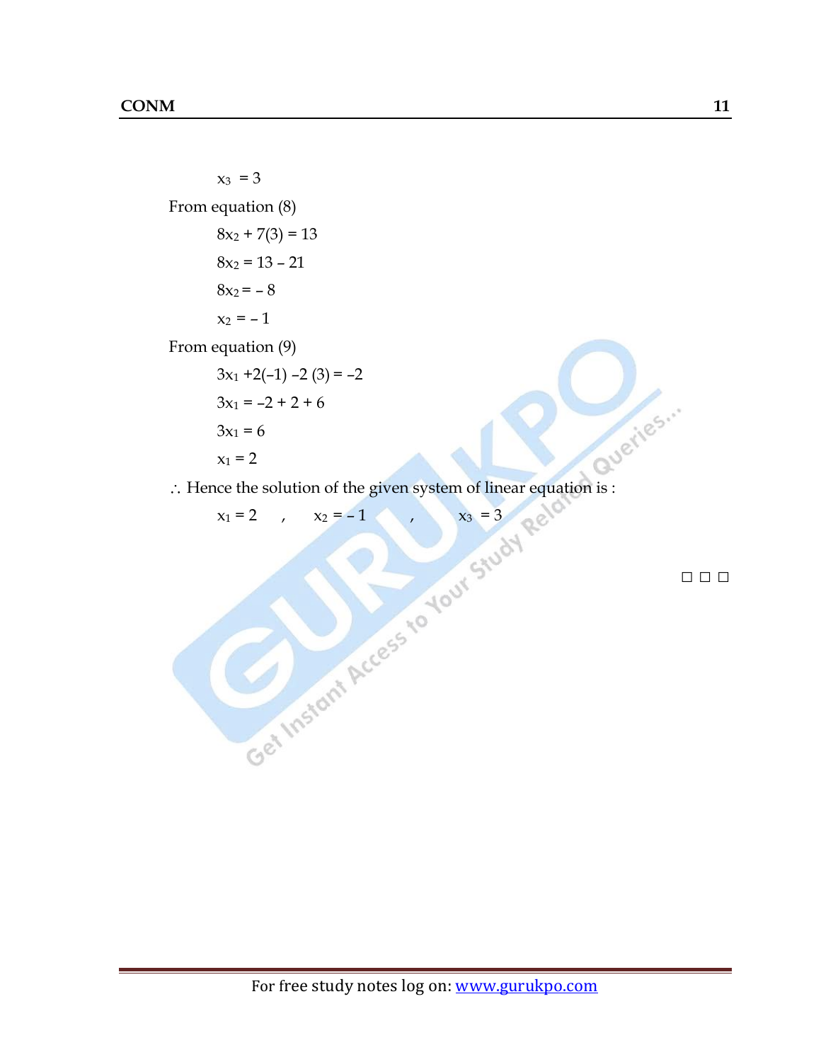$x_3 = 3$

From equation (8)

$8x_2 + 7(3) = 13$

$8x_2 = 13 - 21$

$8x_2 = -8$

$x_2 = -1$

From equation (9)

$3x_1 + 2(-1) - 2(3) = -2$

$3x_1 = -2 + 2 + 6$

$3x_1 = 6$

$x_1 = 2$

$\therefore$ Hence the solution of the given system of linear equation is :

$x_1 = 2$ , $x_2 = -1$ , $x_3 = 3$

□ □ □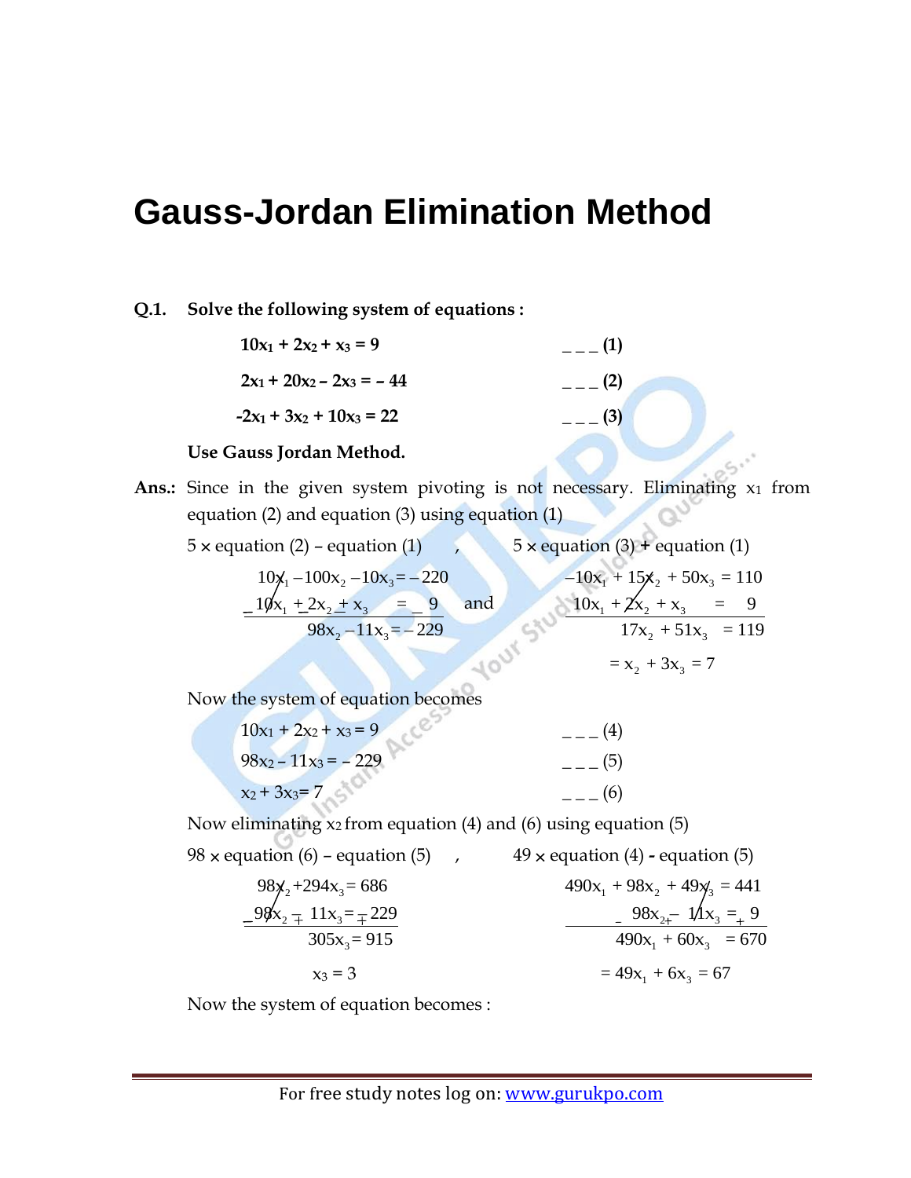# Gauss-Jordan Elimination Method

**Q.1. Solve the following system of equations :**

$$10x_1 + 2x_2 + x_3 = 9 \qquad \_\_\_ (1)$$

$$2x_1 + 20x_2 - 2x_3 = -44 \qquad \_\_\_ (2)$$

$$-2x_1 + 3x_2 + 10x_3 = 22 \qquad \_\_\_ (3)$$

**Use Gauss Jordan Method.**

**Ans.:** Since in the given system pivoting is not necessary. Eliminating $x_1$ from equation (2) and equation (3) using equation (1)

5 × equation (2) – equation (1) , 5 × equation (3) + equation (1)

$$\begin{array}{r} 10x_1 - 100x_2 - 10x_3 = -220 \\ -\;10x_1 + 2x_2 + x_3 = -9 \\ \hline 98x_2 - 11x_3 = -229 \end{array} \quad \text{and} \quad \begin{array}{r} -10x_1 + 15x_2 + 50x_3 = 110 \\ 10x_1 + 2x_2 + x_3 = 9 \\ \hline 17x_2 + 51x_3 = 119 \end{array}$$

$$= x_2 + 3x_3 = 7$$

Now the system of equation becomes

$$10x_1 + 2x_2 + x_3 = 9 \qquad \_\_\_ (4)$$

$$98x_2 - 11x_3 = -229 \qquad \_\_\_ (5)$$

$$x_2 + 3x_3 = 7 \qquad \_\_\_ (6)$$

Now eliminating $x_2$ from equation (4) and (6) using equation (5)

98 × equation (6) – equation (5) , 49 × equation (4) - equation (5)

$$\begin{array}{r} 98x_2 + 294x_3 = 686 \\ -\;98x_2 \mp 11x_3 = \mp 229 \\ \hline 305x_3 = 915 \end{array} \qquad \begin{array}{r} 490x_1 + 98x_2 + 49x_3 = 441 \\ -\;98x_2 + - 11x_3 = + 9 \\ \hline 490x_1 + 60x_3 = 670 \end{array}$$

$$x_3 = 3 \qquad\qquad = 49x_1 + 6x_3 = 67$$

Now the system of equation becomes :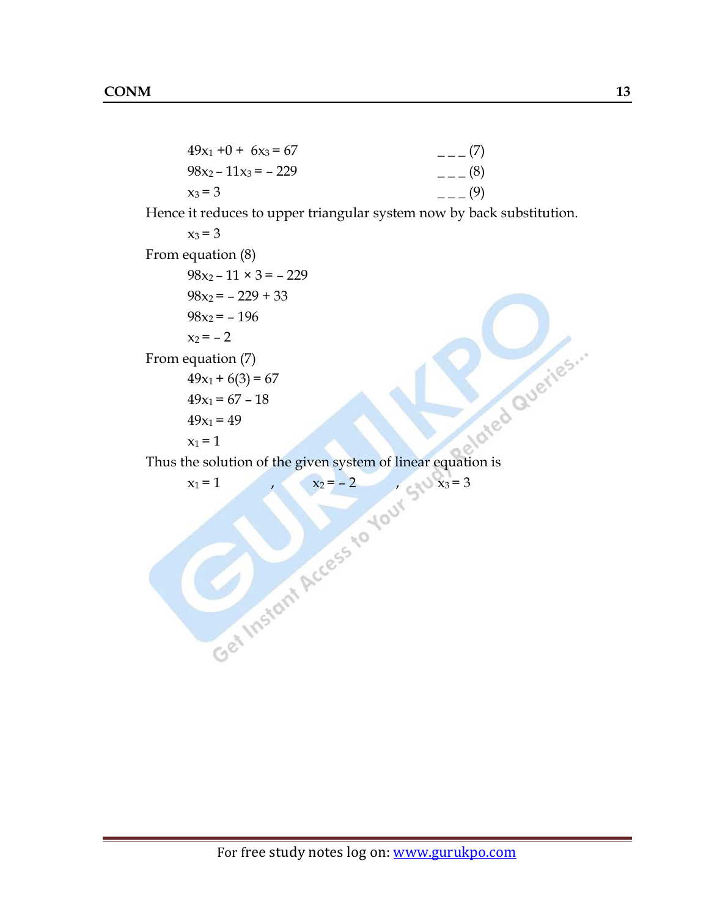$$49x_1 + 0 + 6x_3 = 67 \qquad \text{---} (7)$$

$$98x_2 - 11x_3 = -229 \qquad \text{---} (8)$$

$$x_3 = 3 \qquad \text{---} (9)$$

Hence it reduces to upper triangular system now by back substitution.

$$x_3 = 3$$

From equation (8)

$$98x_2 - 11 \times 3 = -229$$

$$98x_2 = -229 + 33$$

$$98x_2 = -196$$

$$x_2 = -2$$

From equation (7)

$$49x_1 + 6(3) = 67$$

$$49x_1 = 67 - 18$$

$$49x_1 = 49$$

$$x_1 = 1$$

Thus the solution of the given system of linear equation is

$$x_1 = 1 \quad , \quad x_2 = -2 \quad , \quad x_3 = 3$$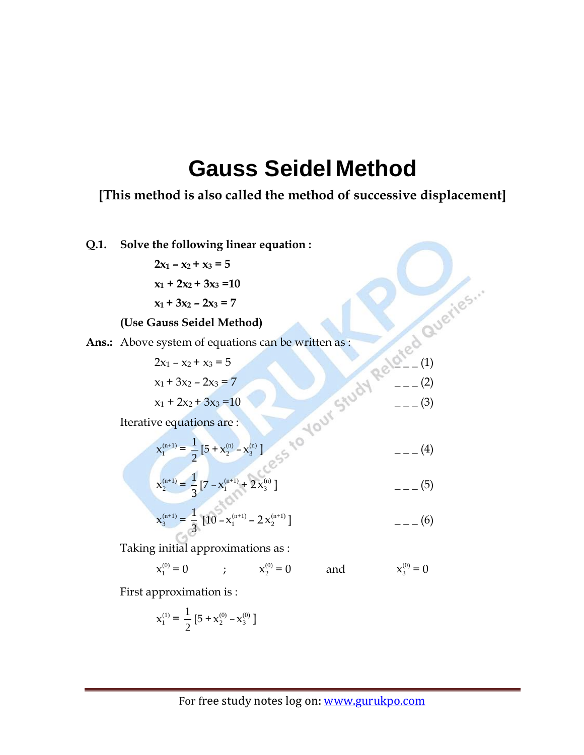# Gauss Seidel Method

**[This method is also called the method of successive displacement]**

**Q.1. Solve the following linear equation :**

$$2x_1 - x_2 + x_3 = 5$$

$$x_1 + 2x_2 + 3x_3 = 10$$

$$x_1 + 3x_2 - 2x_3 = 7$$

**(Use Gauss Seidel Method)**

**Ans.:** Above system of equations can be written as :

$$2x_1 - x_2 + x_3 = 5 \quad \text{--- (1)}$$

$$x_1 + 3x_2 - 2x_3 = 7 \quad \text{--- (2)}$$

$$x_1 + 2x_2 + 3x_3 = 10 \quad \text{--- (3)}$$

Iterative equations are :

$$x_1^{(n+1)} = \frac{1}{2}[5 + x_2^{(n)} - x_3^{(n)}] \quad \text{--- (4)}$$

$$x_2^{(n+1)} = \frac{1}{3}[7 - x_1^{(n+1)} + 2x_3^{(n)}] \quad \text{--- (5)}$$

$$x_3^{(n+1)} = \frac{1}{3}[10 - x_1^{(n+1)} - 2x_2^{(n+1)}] \quad \text{--- (6)}$$

Taking initial approximations as :

$x_1^{(0)} = 0$ ; $x_2^{(0)} = 0$ and $x_3^{(0)} = 0$

First approximation is :

$$x_1^{(1)} = \frac{1}{2}[5 + x_2^{(0)} - x_3^{(0)}]$$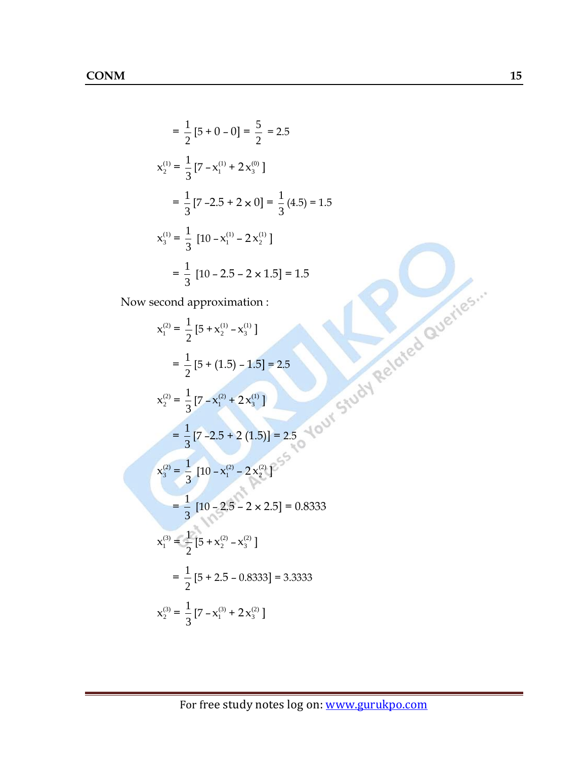$$= \frac{1}{2}[5 + 0 - 0] = \frac{5}{2} = 2.5$$

$$x_2^{(1)} = \frac{1}{3}[7 - x_1^{(1)} + 2x_3^{(0)}]$$

$$= \frac{1}{3}[7 - 2.5 + 2 \times 0] = \frac{1}{3}(4.5) = 1.5$$

$$x_3^{(1)} = \frac{1}{3}[10 - x_1^{(1)} - 2x_2^{(1)}]$$

$$= \frac{1}{3}[10 - 2.5 - 2 \times 1.5] = 1.5$$

Now second approximation :

$$x_1^{(2)} = \frac{1}{2}[5 + x_2^{(1)} - x_3^{(1)}]$$

$$= \frac{1}{2}[5 + (1.5) - 1.5] = 2.5$$

$$x_2^{(2)} = \frac{1}{3}[7 - x_1^{(2)} + 2x_3^{(1)}]$$

$$= \frac{1}{3}[7 - 2.5 + 2(1.5)] = 2.5$$

$$x_3^{(2)} = \frac{1}{3}[10 - x_1^{(2)} - 2x_2^{(2)}]$$

$$= \frac{1}{3}[10 - 2.5 - 2 \times 2.5] = 0.8333$$

$$x_1^{(3)} = \frac{1}{2}[5 + x_2^{(2)} - x_3^{(2)}]$$

$$= \frac{1}{2}[5 + 2.5 - 0.8333] = 3.3333$$

$$x_2^{(3)} = \frac{1}{3}[7 - x_1^{(3)} + 2x_3^{(2)}]$$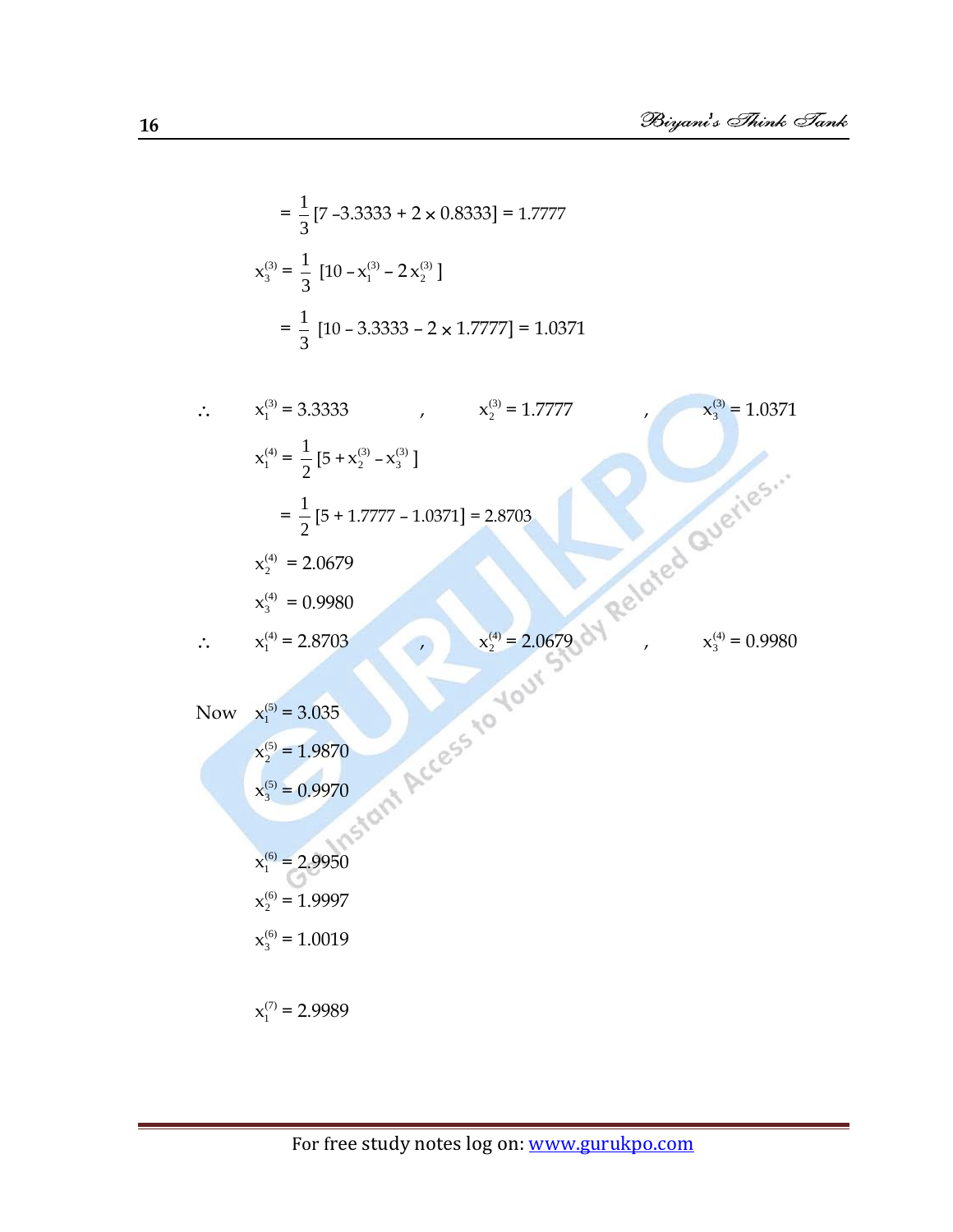$$= \frac{1}{3}[7 - 3.3333 + 2 \times 0.8333] = 1.7777$$

$$x_3^{(3)} = \frac{1}{3}\,[10 - x_1^{(3)} - 2\,x_2^{(3)}\,]$$

$$= \frac{1}{3}\,[10 - 3.3333 - 2 \times 1.7777] = 1.0371$$

$\therefore \quad x_1^{(3)} = 3.3333 \quad , \quad x_2^{(3)} = 1.7777 \quad , \quad x_3^{(3)} = 1.0371$

$$x_1^{(4)} = \frac{1}{2}[5 + x_2^{(3)} - x_3^{(3)}\,]$$

$$= \frac{1}{2}[5 + 1.7777 - 1.0371] = 2.8703$$

$$x_2^{(4)} = 2.0679$$

$$x_3^{(4)} = 0.9980$$

$\therefore \quad x_1^{(4)} = 2.8703 \quad , \quad x_2^{(4)} = 2.0679 \quad , \quad x_3^{(4)} = 0.9980$

Now $x_1^{(5)} = 3.035$

$$x_2^{(5)} = 1.9870$$

$$x_3^{(5)} = 0.9970$$

$$x_1^{(6)} = 2.9950$$

$$x_2^{(6)} = 1.9997$$

$$x_3^{(6)} = 1.0019$$

$$x_1^{(7)} = 2.9989$$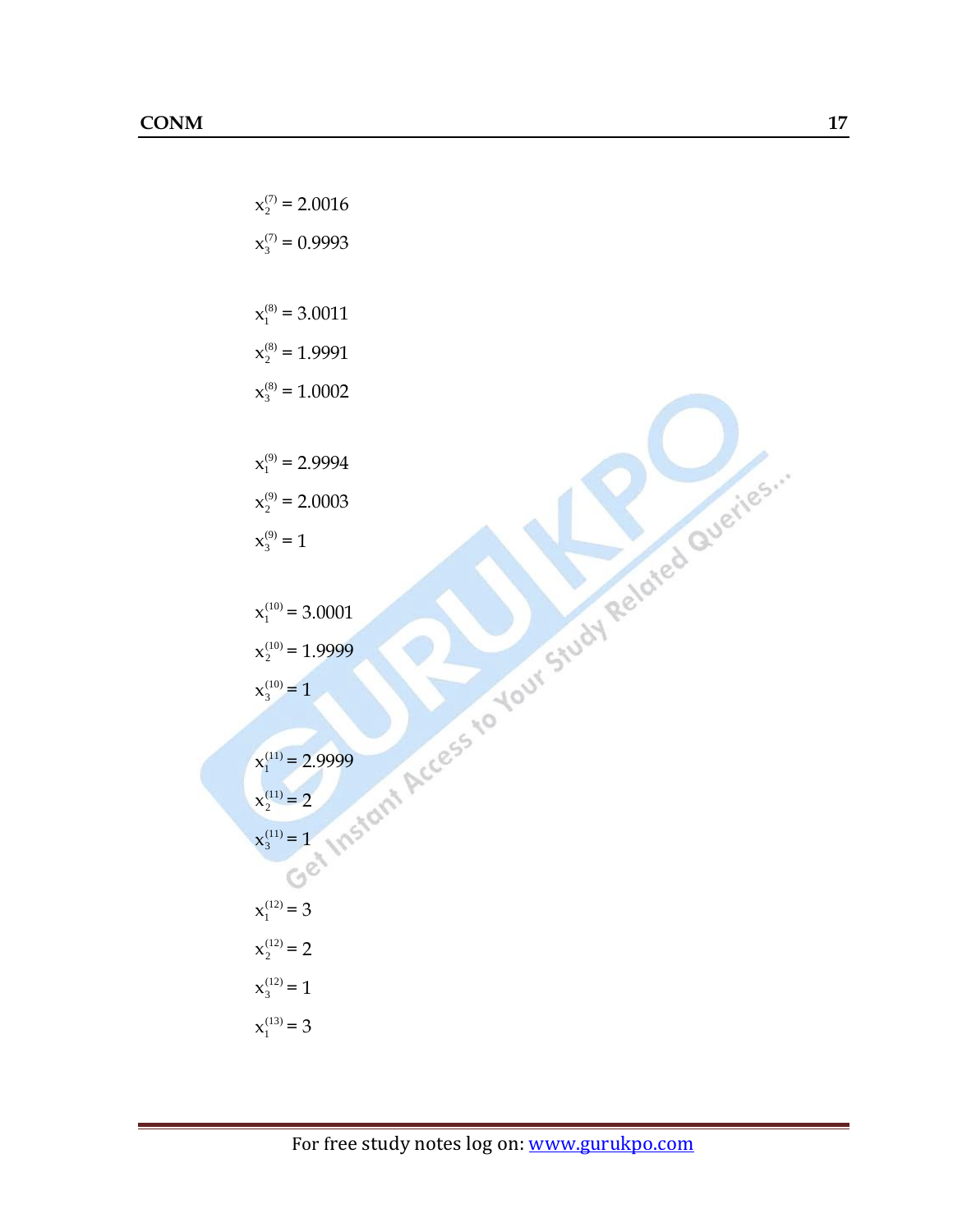$x_2^{(7)} = 2.0016$

$x_3^{(7)} = 0.9993$

$x_1^{(8)} = 3.0011$

$x_2^{(8)} = 1.9991$

$x_3^{(8)} = 1.0002$

$x_1^{(9)} = 2.9994$

$x_2^{(9)} = 2.0003$

$x_3^{(9)} = 1$

$x_1^{(10)} = 3.0001$

$x_2^{(10)} = 1.9999$

$x_3^{(10)} = 1$

$x_1^{(11)} = 2.9999$

$x_2^{(11)} = 2$

$x_3^{(11)} = 1$

$x_1^{(12)} = 3$

$x_2^{(12)} = 2$

$x_3^{(12)} = 1$

$x_1^{(13)} = 3$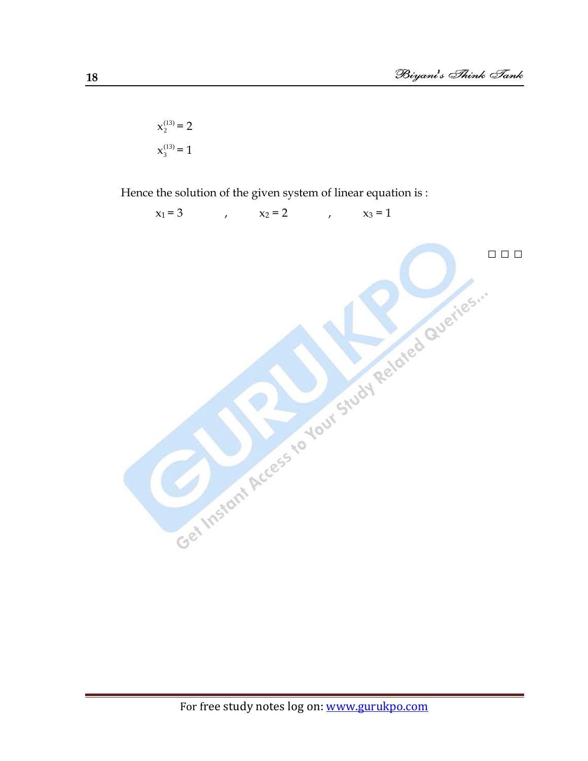$x_2^{(13)} = 2$

$x_3^{(13)} = 1$

Hence the solution of the given system of linear equation is :

$x_1 = 3$ , $x_2 = 2$ , $x_3 = 1$

□ □ □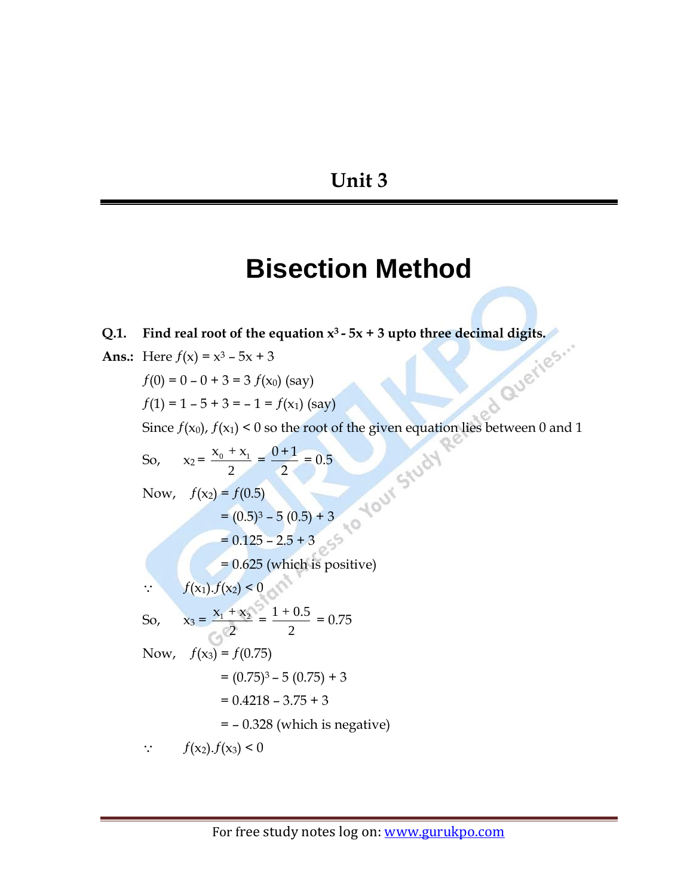# Unit 3

## Bisection Method

**Q.1. Find real root of the equation $x^3 - 5x + 3$ upto three decimal digits.**

**Ans.:** Here $f(x) = x^3 - 5x + 3$

$f(0) = 0 - 0 + 3 = 3\ f(x_0)$ (say)

$f(1) = 1 - 5 + 3 = -1 = f(x_1)$ (say)

Since $f(x_0), f(x_1) < 0$ so the root of the given equation lies between 0 and 1

So, $x_2 = \dfrac{x_0 + x_1}{2} = \dfrac{0+1}{2} = 0.5$

Now, $f(x_2) = f(0.5)$

$= (0.5)^3 - 5\,(0.5) + 3$

$= 0.125 - 2.5 + 3$

$= 0.625$ (which is positive)

$\because \quad f(x_1).f(x_2) < 0$

So, $x_3 = \dfrac{x_1 + x_2}{2} = \dfrac{1 + 0.5}{2} = 0.75$

Now, $f(x_3) = f(0.75)$

$= (0.75)^3 - 5\,(0.75) + 3$

$= 0.4218 - 3.75 + 3$

$= -0.328$ (which is negative)

$\because \quad f(x_2).f(x_3) < 0$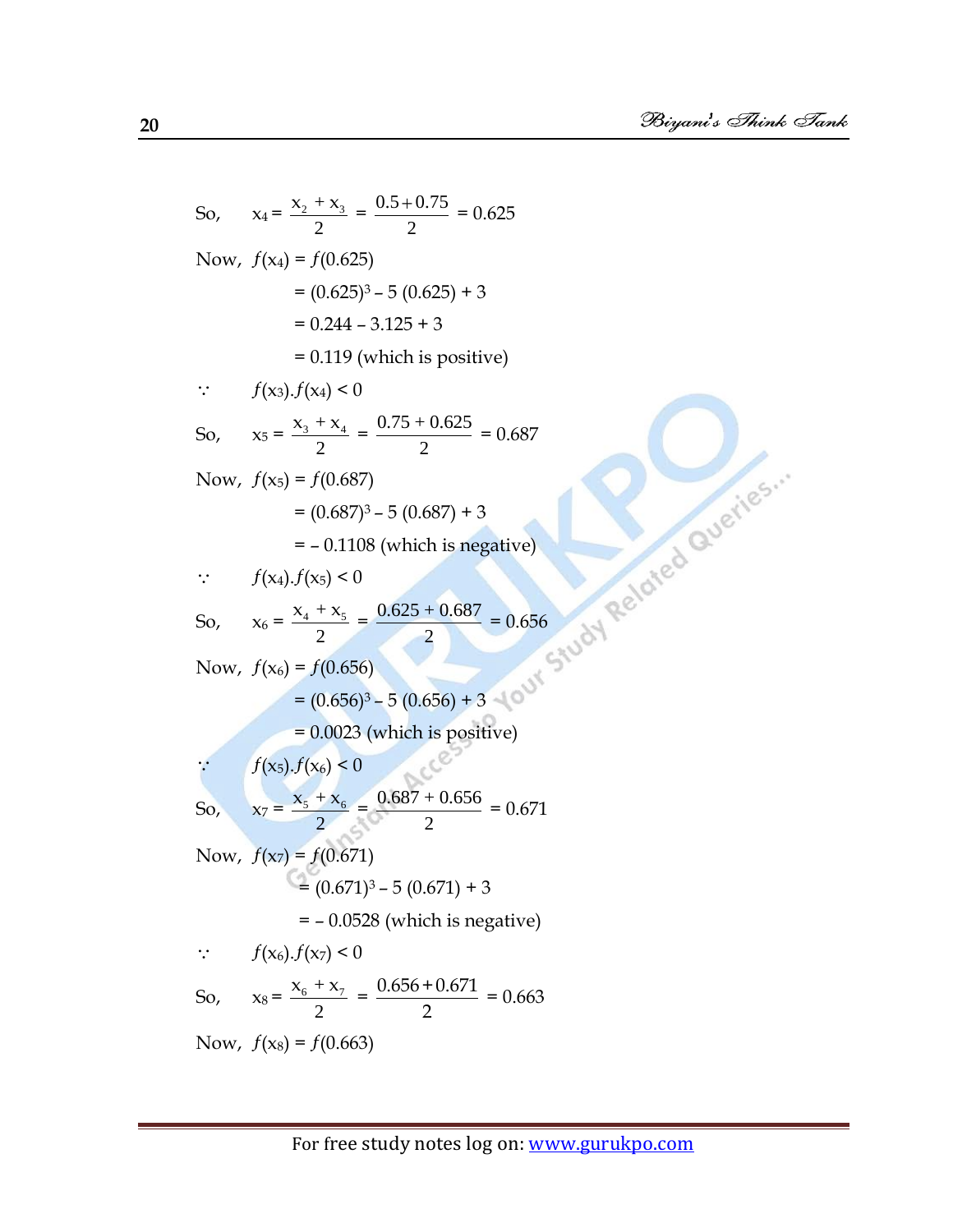So, $x_4 = \dfrac{x_2 + x_3}{2} = \dfrac{0.5 + 0.75}{2} = 0.625$

Now, $f(x_4) = f(0.625)$

$= (0.625)^3 - 5\,(0.625) + 3$

$= 0.244 - 3.125 + 3$

$= 0.119$ (which is positive)

$\because \quad f(x_3).f(x_4) < 0$

So, $x_5 = \dfrac{x_3 + x_4}{2} = \dfrac{0.75 + 0.625}{2} = 0.687$

Now, $f(x_5) = f(0.687)$

$= (0.687)^3 - 5\,(0.687) + 3$

$= -\,0.1108$ (which is negative)

$\because \quad f(x_4).f(x_5) < 0$

So, $x_6 = \dfrac{x_4 + x_5}{2} = \dfrac{0.625 + 0.687}{2} = 0.656$

Now, $f(x_6) = f(0.656)$

$= (0.656)^3 - 5\,(0.656) + 3$

$= 0.0023$ (which is positive)

$\because \quad f(x_5).f(x_6) < 0$

So, $x_7 = \dfrac{x_5 + x_6}{2} = \dfrac{0.687 + 0.656}{2} = 0.671$

Now, $f(x_7) = f(0.671)$

$= (0.671)^3 - 5\,(0.671) + 3$

$= -\,0.0528$ (which is negative)

$\because \quad f(x_6).f(x_7) < 0$

So, $x_8 = \dfrac{x_6 + x_7}{2} = \dfrac{0.656 + 0.671}{2} = 0.663$

Now, $f(x_8) = f(0.663)$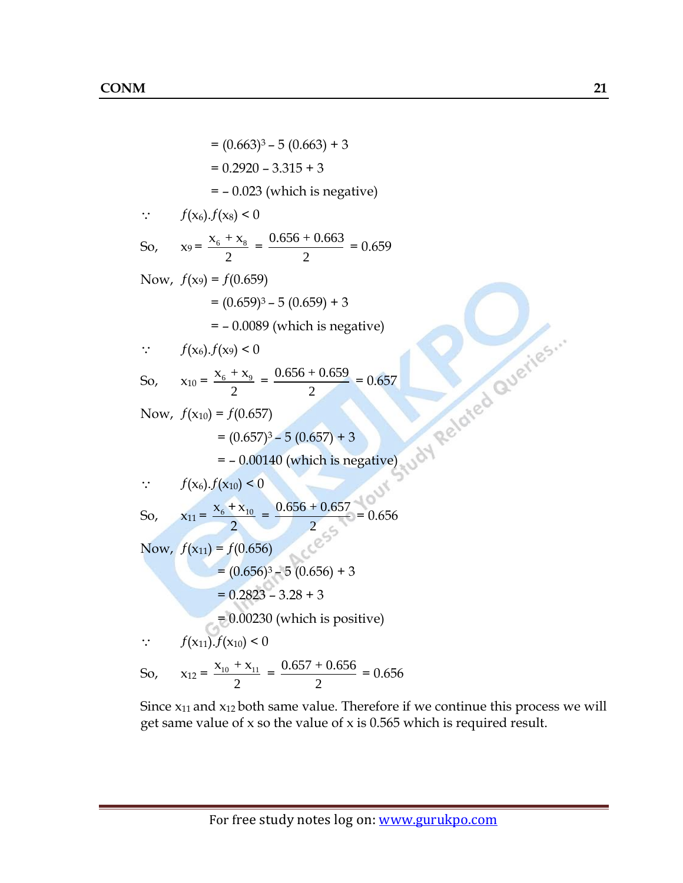$= (0.663)^3 - 5\,(0.663) + 3$

$= 0.2920 - 3.315 + 3$

$= -\,0.023$ (which is negative)

$\because \quad f(x_6).f(x_8) < 0$

So, $\quad x_9 = \dfrac{x_6 + x_8}{2} = \dfrac{0.656 + 0.663}{2} = 0.659$

Now, $f(x_9) = f(0.659)$

$= (0.659)^3 - 5\,(0.659) + 3$

$= -\,0.0089$ (which is negative)

$\because \quad f(x_6).f(x_9) < 0$

So, $\quad x_{10} = \dfrac{x_6 + x_9}{2} = \dfrac{0.656 + 0.659}{2} = 0.657$

Now, $f(x_{10}) = f(0.657)$

$= (0.657)^3 - 5\,(0.657) + 3$

$= -\,0.00140$ (which is negative)

$\because \quad f(x_6).f(x_{10}) < 0$

So, $\quad x_{11} = \dfrac{x_6 + x_{10}}{2} = \dfrac{0.656 + 0.657}{2} = 0.656$

Now, $f(x_{11}) = f(0.656)$

$= (0.656)^3 - 5\,(0.656) + 3$

$= 0.2823 - 3.28 + 3$

$= 0.00230$ (which is positive)

$\because \quad f(x_{11}).f(x_{10}) < 0$

So, $\quad x_{12} = \dfrac{x_{10} + x_{11}}{2} = \dfrac{0.657 + 0.656}{2} = 0.656$

Since $x_{11}$ and $x_{12}$ both same value. Therefore if we continue this process we will get same value of x so the value of x is 0.565 which is required result.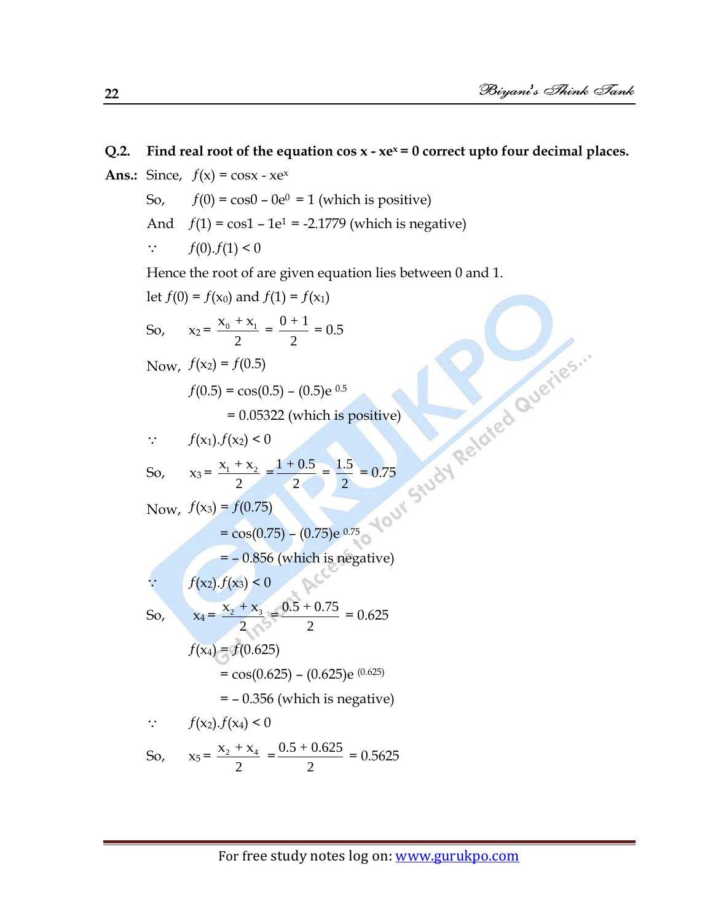**Q.2. Find real root of the equation cos x - xe$^x$ = 0 correct upto four decimal places.**

**Ans.:** Since, $f(x) = \cos x - xe^x$

So, $f(0) = \cos 0 - 0e^0 = 1$ (which is positive)

And $f(1) = \cos 1 - 1e^1 = -2.1779$ (which is negative)

$\because$ $f(0).f(1) < 0$

Hence the root of are given equation lies between 0 and 1.

let $f(0) = f(x_0)$ and $f(1) = f(x_1)$

So, $x_2 = \dfrac{x_0 + x_1}{2} = \dfrac{0+1}{2} = 0.5$

Now, $f(x_2) = f(0.5)$

$f(0.5) = \cos(0.5) - (0.5)e^{0.5}$

$= 0.05322$ (which is positive)

$\because$ $f(x_1).f(x_2) < 0$

So, $x_3 = \dfrac{x_1 + x_2}{2} = \dfrac{1 + 0.5}{2} = \dfrac{1.5}{2} = 0.75$

Now, $f(x_3) = f(0.75)$

$= \cos(0.75) - (0.75)e^{0.75}$

$= -0.856$ (which is negative)

$\because$ $f(x_2).f(x_3) < 0$

So, $x_4 = \dfrac{x_2 + x_3}{2} = \dfrac{0.5 + 0.75}{2} = 0.625$

$f(x_4) = f(0.625)$

$= \cos(0.625) - (0.625)e^{(0.625)}$

$= -0.356$ (which is negative)

$\because$ $f(x_2).f(x_4) < 0$

So, $x_5 = \dfrac{x_2 + x_4}{2} = \dfrac{0.5 + 0.625}{2} = 0.5625$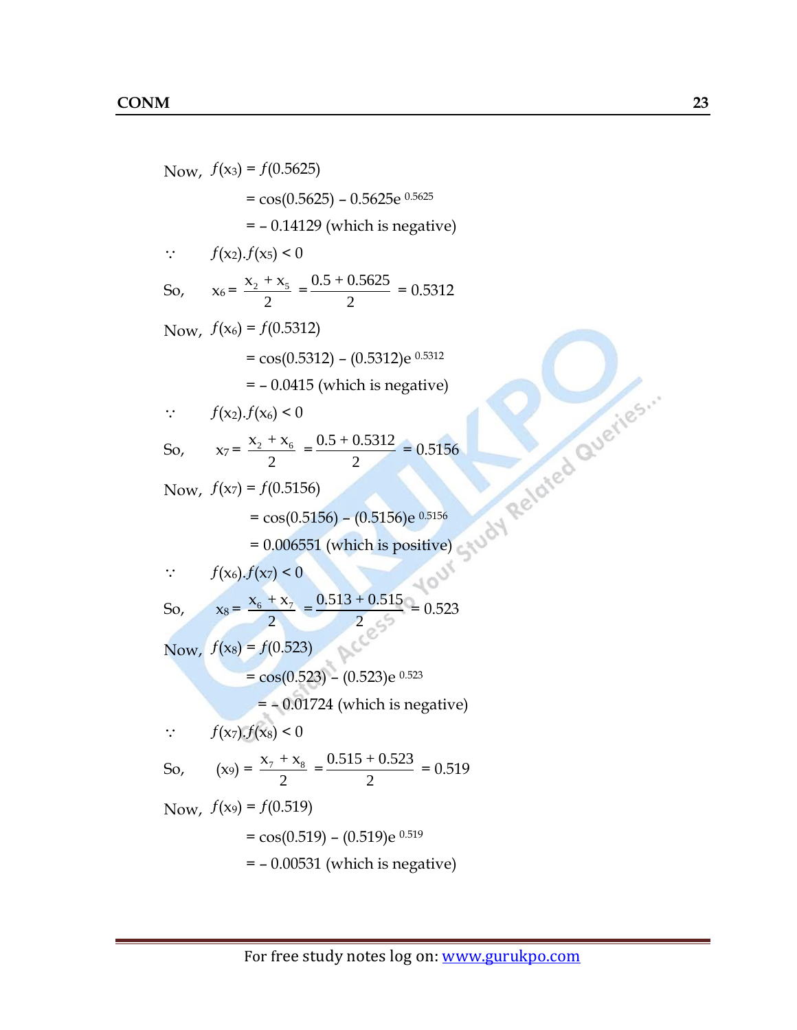Now, $f(x_3) = f(0.5625)$

$= \cos(0.5625) - 0.5625e^{0.5625}$

$= -0.14129$ (which is negative)

$\because \quad f(x_2).f(x_5) < 0$

So, $\quad x_6 = \dfrac{x_2 + x_5}{2} = \dfrac{0.5 + 0.5625}{2} = 0.5312$

Now, $f(x_6) = f(0.5312)$

$= \cos(0.5312) - (0.5312)e^{0.5312}$

$= -0.0415$ (which is negative)

$\because \quad f(x_2).f(x_6) < 0$

So, $\quad x_7 = \dfrac{x_2 + x_6}{2} = \dfrac{0.5 + 0.5312}{2} = 0.5156$

Now, $f(x_7) = f(0.5156)$

$= \cos(0.5156) - (0.5156)e^{0.5156}$

$= 0.006551$ (which is positive)

$\because \quad f(x_6).f(x_7) < 0$

So, $\quad x_8 = \dfrac{x_6 + x_7}{2} = \dfrac{0.513 + 0.515}{2} = 0.523$

Now, $f(x_8) = f(0.523)$

$= \cos(0.523) - (0.523)e^{0.523}$

$= -0.01724$ (which is negative)

$\because \quad f(x_7).f(x_8) < 0$

So, $\quad (x_9) = \dfrac{x_7 + x_8}{2} = \dfrac{0.515 + 0.523}{2} = 0.519$

Now, $f(x_9) = f(0.519)$

$= \cos(0.519) - (0.519)e^{0.519}$

$= -0.00531$ (which is negative)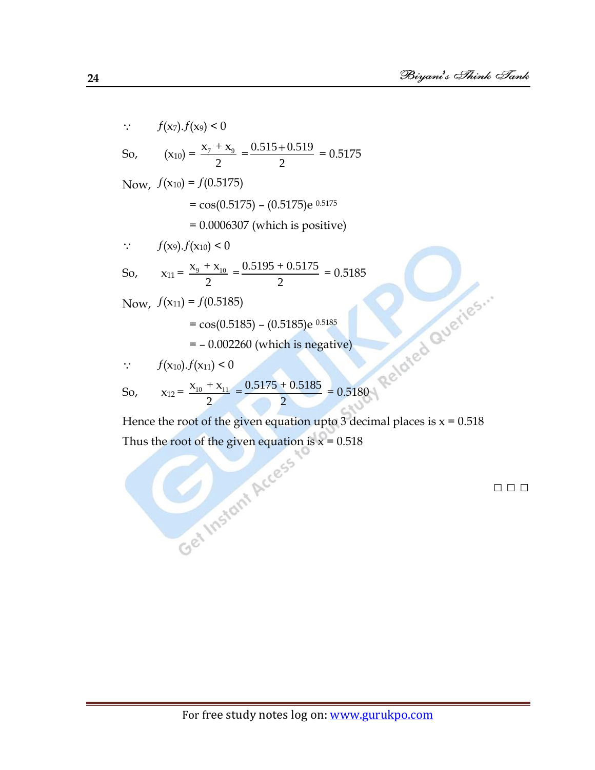$\because \quad f(x_7).f(x_9) < 0$

So, $\quad (x_{10}) = \dfrac{x_7 + x_9}{2} = \dfrac{0.515 + 0.519}{2} = 0.5175$

Now, $f(x_{10}) = f(0.5175)$

$= \cos(0.5175) - (0.5175)e^{0.5175}$

$= 0.0006307$ (which is positive)

$\because \quad f(x_9).f(x_{10}) < 0$

So, $\quad x_{11} = \dfrac{x_9 + x_{10}}{2} = \dfrac{0.5195 + 0.5175}{2} = 0.5185$

Now, $f(x_{11}) = f(0.5185)$

$= \cos(0.5185) - (0.5185)e^{0.5185}$

$= -0.002260$ (which is negative)

$\because \quad f(x_{10}).f(x_{11}) < 0$

So, $\quad x_{12} = \dfrac{x_{10} + x_{11}}{2} = \dfrac{0.5175 + 0.5185}{2} = 0.5180$

Hence the root of the given equation upto 3 decimal places is $x = 0.518$

Thus the root of the given equation is $x = 0.518$

□ □ □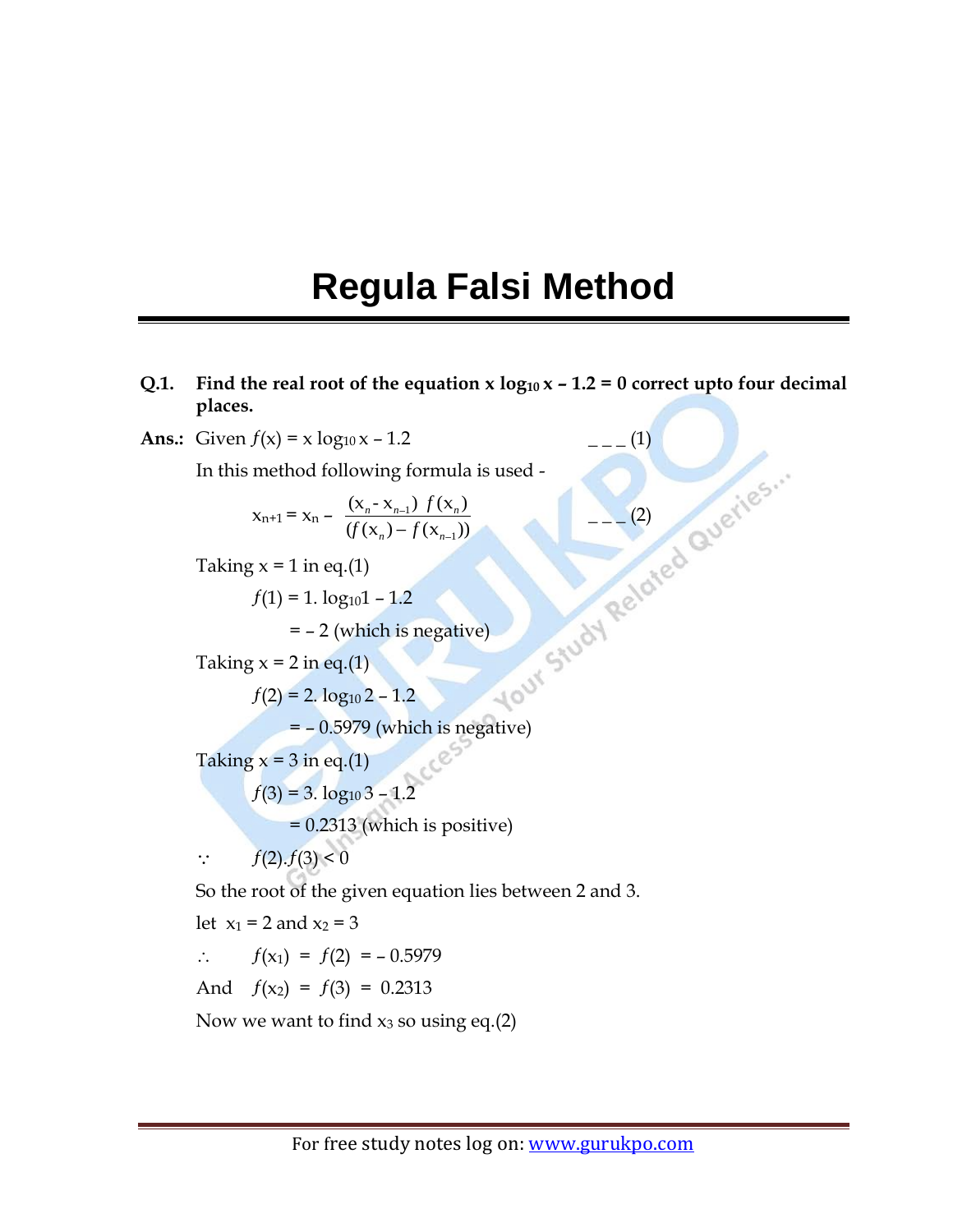# Regula Falsi Method

**Q.1. Find the real root of the equation $x \log_{10} x - 1.2 = 0$ correct upto four decimal places.**

**Ans.:** Given $f(x) = x \log_{10} x - 1.2$ _ _ _ (1)

In this method following formula is used -

$$x_{n+1} = x_n - \frac{(x_n - x_{n-1})\, f(x_n)}{(f(x_n) - f(x_{n-1}))} \qquad \text{\_ \_ \_ (2)}$$

Taking x = 1 in eq.(1)

$f(1) = 1.\log_{10} 1 - 1.2$

$= -2$ (which is negative)

Taking x = 2 in eq.(1)

$f(2) = 2.\log_{10} 2 - 1.2$

$= -0.5979$ (which is negative)

Taking x = 3 in eq.(1)

$f(3) = 3.\log_{10} 3 - 1.2$

$= 0.2313$ (which is positive)

$\because \quad f(2).f(3) < 0$

So the root of the given equation lies between 2 and 3.

let $x_1 = 2$ and $x_2 = 3$

$\therefore \quad f(x_1) = f(2) = -0.5979$

And $\quad f(x_2) = f(3) = 0.2313$

Now we want to find $x_3$ so using eq.(2)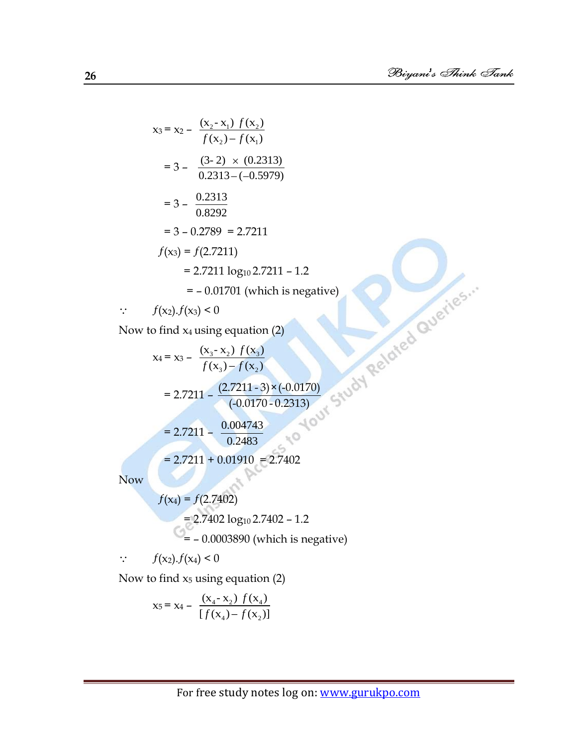$$x_3 = x_2 - \frac{(x_2 - x_1)\ f(x_2)}{f(x_2) - f(x_1)}$$

$$= 3 - \frac{(3-2)\ \times\ (0.2313)}{0.2313 - (-0.5979)}$$

$$= 3 - \frac{0.2313}{0.8292}$$

$$= 3 - 0.2789\ = 2.7211$$

$$f(x_3) = f(2.7211)$$

$$= 2.7211 \log_{10} 2.7211 - 1.2$$

$$= -0.01701 \text{ (which is negative)}$$

$\because \quad f(x_2).f(x_3) < 0$

Now to find $x_4$ using equation (2)

$$x_4 = x_3 - \frac{(x_3 - x_2)\ f(x_3)}{f(x_3) - f(x_2)}$$

$$= 2.7211 - \frac{(2.7211 - 3) \times (-0.0170)}{(-0.0170 - 0.2313)}$$

$$= 2.7211 - \frac{0.004743}{0.2483}$$

$$= 2.7211 + 0.01910\ = 2.7402$$

Now

$$f(x_4) = f(2.7402)$$

$$= 2.7402 \log_{10} 2.7402 - 1.2$$

$$= -0.0003890 \text{ (which is negative)}$$

$\because \quad f(x_2).f(x_4) < 0$

Now to find $x_5$ using equation (2)

$$x_5 = x_4 - \frac{(x_4 - x_2)\ f(x_4)}{[f(x_4) - f(x_2)]}$$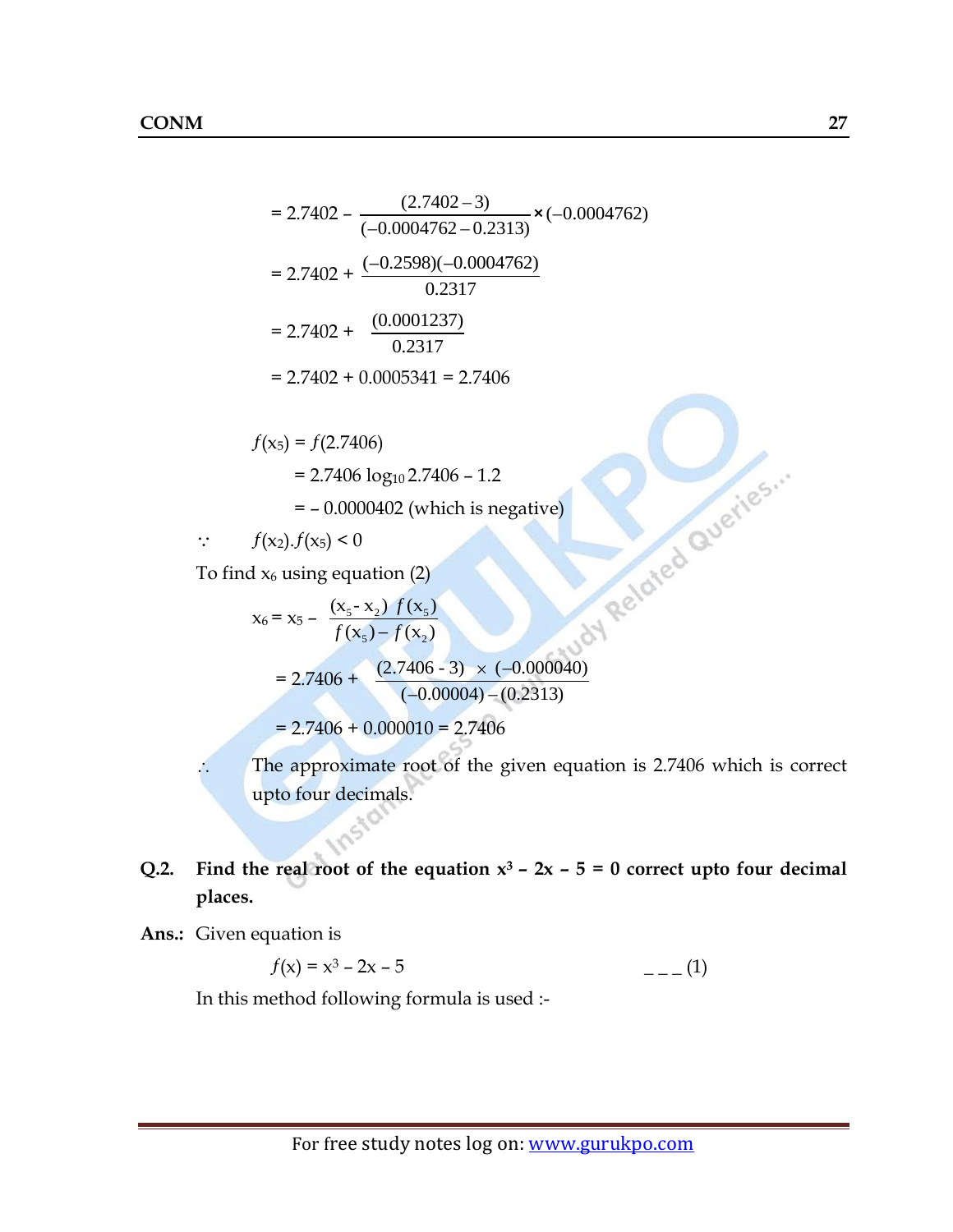$$= 2.7402 - \frac{(2.7402 - 3)}{(-0.0004762 - 0.2313)} \times (-0.0004762)$$

$$= 2.7402 + \frac{(-0.2598)(-0.0004762)}{0.2317}$$

$$= 2.7402 + \frac{(0.0001237)}{0.2317}$$

$$= 2.7402 + 0.0005341 = 2.7406$$

$f(x_5) = f(2.7406)$

$= 2.7406 \log_{10} 2.7406 - 1.2$

$= -0.0000402$ (which is negative)

$\because \quad f(x_2).f(x_5) < 0$

To find $x_6$ using equation (2)

$$x_6 = x_5 - \frac{(x_5 - x_2)\ f(x_5)}{f(x_5) - f(x_2)}$$

$$= 2.7406 + \frac{(2.7406 - 3) \times (-0.000040)}{(-0.00004) - (0.2313)}$$

$$= 2.7406 + 0.000010 = 2.7406$$

$\therefore$ The approximate root of the given equation is 2.7406 which is correct upto four decimals.

**Q.2. Find the real root of the equation $x^3 - 2x - 5 = 0$ correct upto four decimal places.**

**Ans.:** Given equation is

$$f(x) = x^3 - 2x - 5 \qquad \text{\_ \_ \_ (1)}$$

In this method following formula is used :-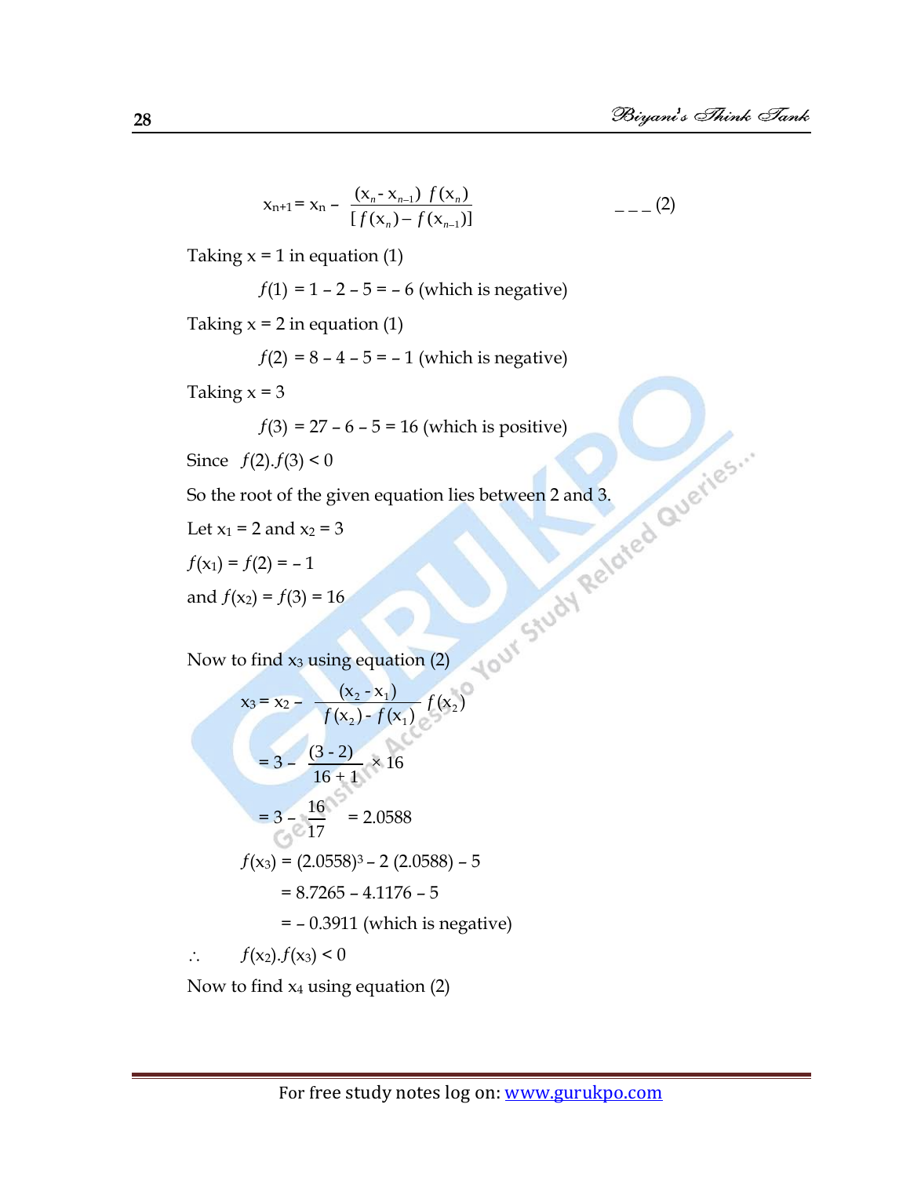$$x_{n+1} = x_n - \frac{(x_n - x_{n-1})\ f(x_n)}{[f(x_n) - f(x_{n-1})]} \qquad --- (2)$$

Taking x = 1 in equation (1)

$f(1) = 1 - 2 - 5 = -6$ (which is negative)

Taking x = 2 in equation (1)

$f(2) = 8 - 4 - 5 = -1$ (which is negative)

Taking x = 3

$f(3) = 27 - 6 - 5 = 16$ (which is positive)

Since $f(2).f(3) < 0$

So the root of the given equation lies between 2 and 3.

Let $x_1 = 2$ and $x_2 = 3$

$f(x_1) = f(2) = -1$

and $f(x_2) = f(3) = 16$

Now to find $x_3$ using equation (2)

$$x_3 = x_2 - \frac{(x_2 - x_1)}{f(x_2) - f(x_1)} f(x_2)$$

$$= 3 - \frac{(3-2)}{16+1} \times 16$$

$$= 3 - \frac{16}{17} = 2.0588$$

$$f(x_3) = (2.0558)^3 - 2\ (2.0588) - 5$$

$$= 8.7265 - 4.1176 - 5$$

$$= -0.3911 \text{ (which is negative)}$$

$\therefore \quad f(x_2).f(x_3) < 0$

Now to find $x_4$ using equation (2)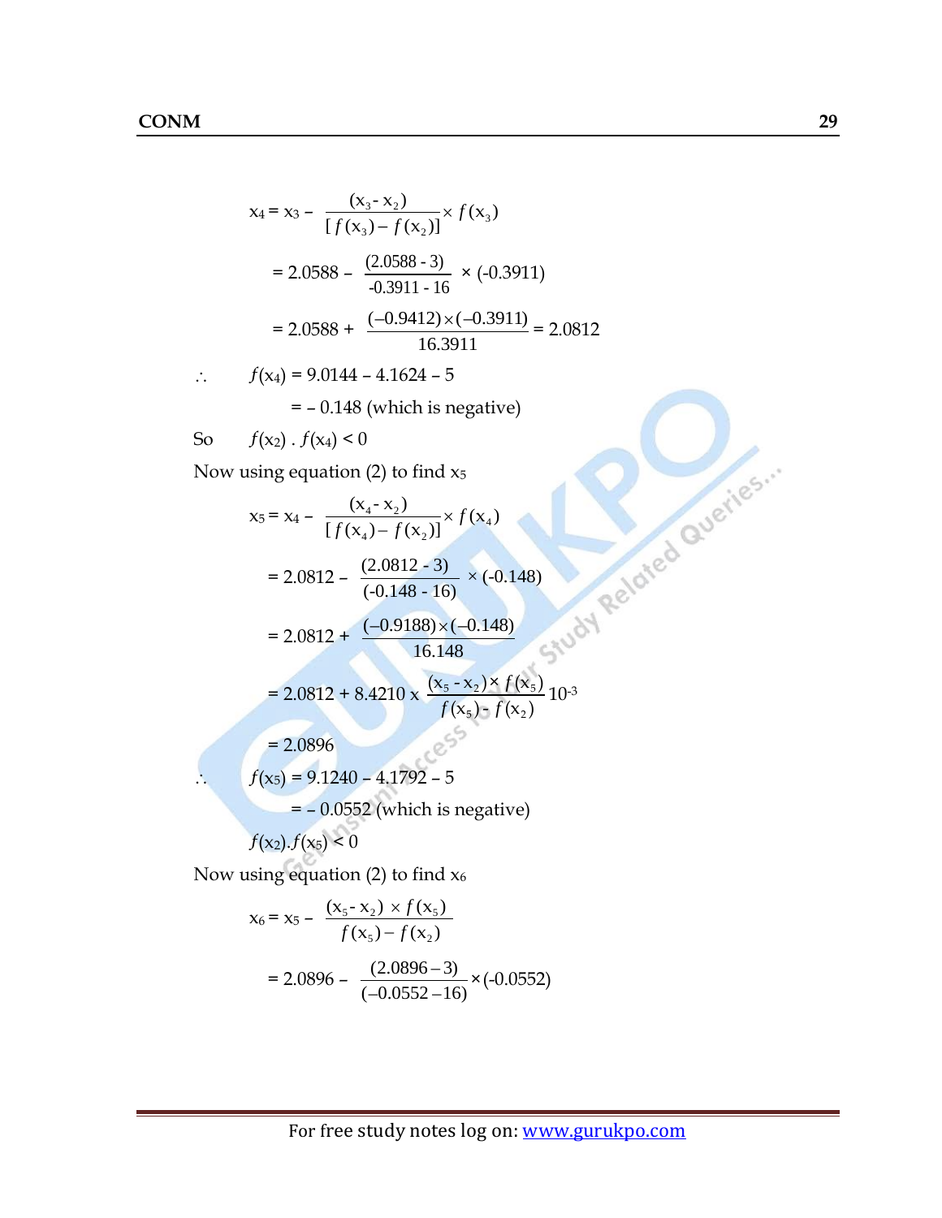$$x_4 = x_3 - \frac{(x_3 - x_2)}{[f(x_3) - f(x_2)]} \times f(x_3)$$

$$= 2.0588 - \frac{(2.0588 - 3)}{-0.3911 - 16} \times (-0.3911)$$

$$= 2.0588 + \frac{(-0.9412) \times (-0.3911)}{16.3911} = 2.0812$$

$\therefore \quad f(x_4) = 9.0144 - 4.1624 - 5$

$\quad\quad = -\,0.148$ (which is negative)

So $\quad f(x_2) \,.\, f(x_4) < 0$

Now using equation (2) to find $x_5$

$$x_5 = x_4 - \frac{(x_4 - x_2)}{[f(x_4) - f(x_2)]} \times f(x_4)$$

$$= 2.0812 - \frac{(2.0812 - 3)}{(-0.148 - 16)} \times (-0.148)$$

$$= 2.0812 + \frac{(-0.9188) \times (-0.148)}{16.148}$$

$$= 2.0812 + 8.4210 \times \frac{(x_5 - x_2) \times f(x_5)}{f(x_5) - f(x_2)} 10^{-3}$$

$$= 2.0896$$

$\therefore \quad f(x_5) = 9.1240 - 4.1792 - 5$

$\quad\quad = -\,0.0552$ (which is negative)

$f(x_2).f(x_5) < 0$

Now using equation (2) to find $x_6$

$$x_6 = x_5 - \frac{(x_5 - x_2) \times f(x_5)}{f(x_5) - f(x_2)}$$

$$= 2.0896 - \frac{(2.0896 - 3)}{(-0.0552 - 16)} \times (-0.0552)$$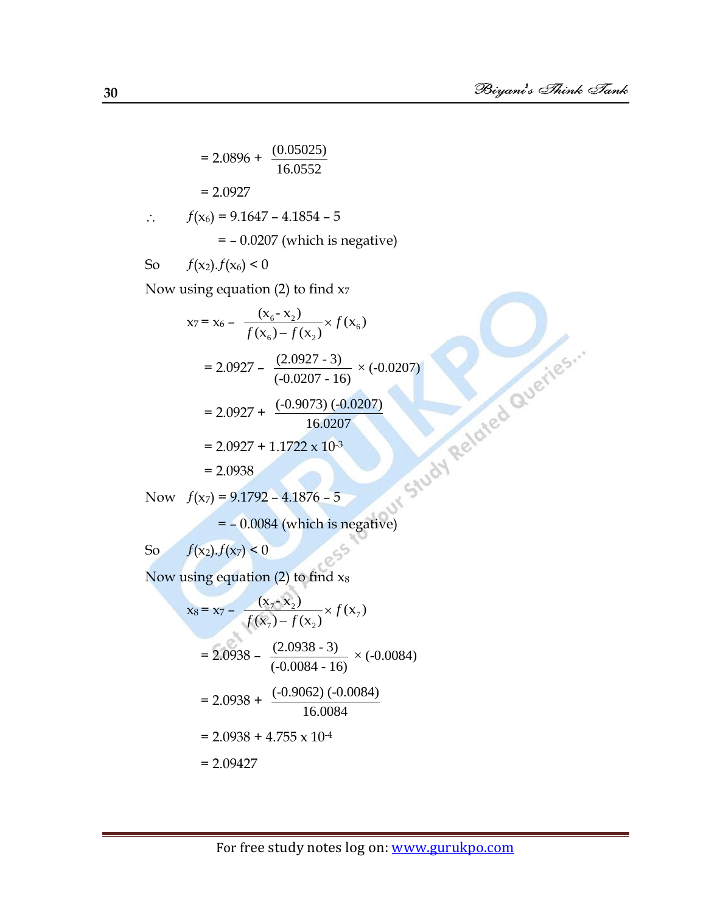$$= 2.0896 + \frac{(0.05025)}{16.0552}$$

$$= 2.0927$$

$\therefore$ $f(x_6) = 9.1647 - 4.1854 - 5$

$= -0.0207$ (which is negative)

So $f(x_2).f(x_6) < 0$

Now using equation (2) to find $x_7$

$$x_7 = x_6 - \frac{(x_6 - x_2)}{f(x_6) - f(x_2)} \times f(x_6)$$

$$= 2.0927 - \frac{(2.0927 - 3)}{(-0.0207 - 16)} \times (-0.0207)$$

$$= 2.0927 + \frac{(-0.9073)(-0.0207)}{16.0207}$$

$$= 2.0927 + 1.1722 \times 10^{-3}$$

$$= 2.0938$$

Now $f(x_7) = 9.1792 - 4.1876 - 5$

$= -0.0084$ (which is negative)

So $f(x_2).f(x_7) < 0$

Now using equation (2) to find $x_8$

$$x_8 = x_7 - \frac{(x_7 - x_2)}{f(x_7) - f(x_2)} \times f(x_7)$$

$$= 2.0938 - \frac{(2.0938 - 3)}{(-0.0084 - 16)} \times (-0.0084)$$

$$= 2.0938 + \frac{(-0.9062)(-0.0084)}{16.0084}$$

$$= 2.0938 + 4.755 \times 10^{-4}$$

$$= 2.09427$$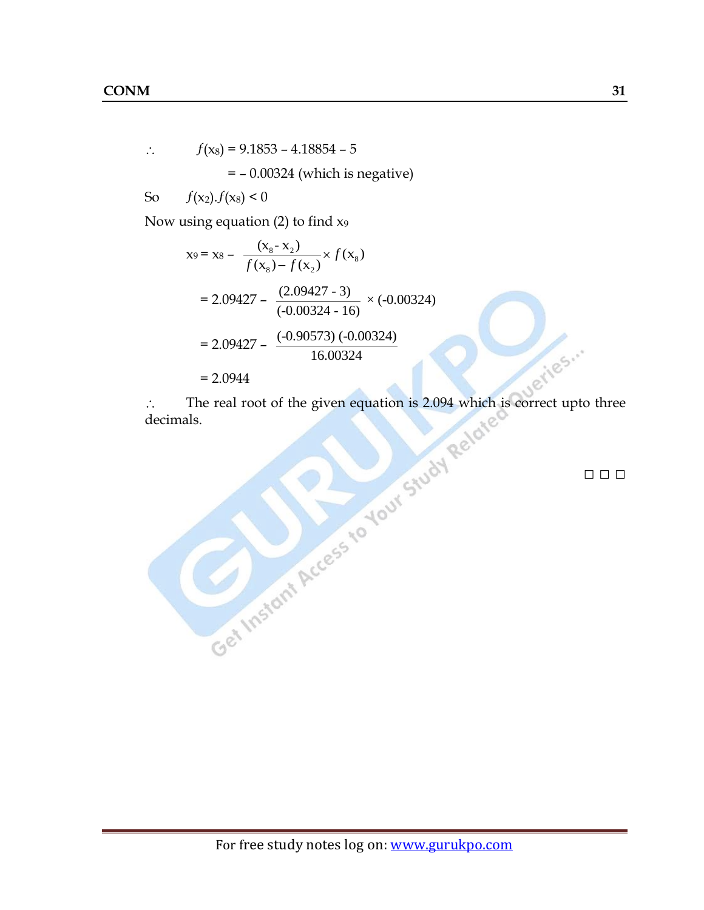$\therefore \quad f(x_8) = 9.1853 - 4.18854 - 5$

$= -0.00324$ (which is negative)

So $\quad f(x_2).f(x_8) < 0$

Now using equation (2) to find $x_9$

$$x_9 = x_8 - \frac{(x_8 - x_2)}{f(x_8) - f(x_2)} \times f(x_8)$$

$$= 2.09427 - \frac{(2.09427 - 3)}{(-0.00324 - 16)} \times (-0.00324)$$

$$= 2.09427 - \frac{(-0.90573)(-0.00324)}{16.00324}$$

$$= 2.0944$$

$\therefore$ The real root of the given equation is 2.094 which is correct upto three decimals.

□ □ □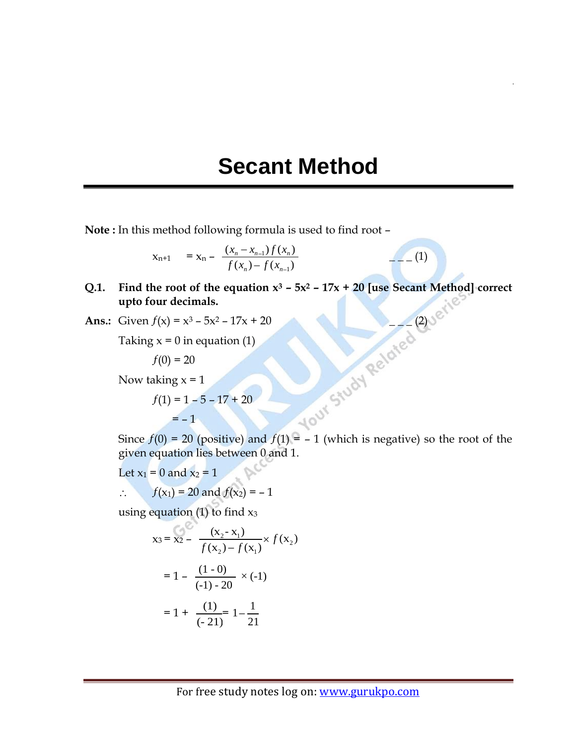# Secant Method

**Note :** In this method following formula is used to find root –

$$x_{n+1} = x_n - \frac{(x_n - x_{n-1}) f(x_n)}{f(x_n) - f(x_{n-1})} \quad \text{\_ \_ \_ (1)}$$

**Q.1. Find the root of the equation $x^3 - 5x^2 - 17x + 20$ [use Secant Method] correct upto four decimals.**

**Ans.:** Given $f(x) = x^3 - 5x^2 - 17x + 20$ _ _ _ (2)

Taking x = 0 in equation (1)

$f(0) = 20$

Now taking x = 1

$f(1) = 1 - 5 - 17 + 20$

$= -1$

Since $f(0) = 20$ (positive) and $f(1) = -1$ (which is negative) so the root of the given equation lies between 0 and 1.

Let $x_1 = 0$ and $x_2 = 1$

$\therefore \quad f(x_1) = 20$ and $f(x_2) = -1$

using equation (1) to find $x_3$

$$x_3 = x_2 - \frac{(x_2 - x_1)}{f(x_2) - f(x_1)} \times f(x_2)$$

$$= 1 - \frac{(1 - 0)}{(-1) - 20} \times (-1)$$

$$= 1 + \frac{(1)}{(-21)} = 1 - \frac{1}{21}$$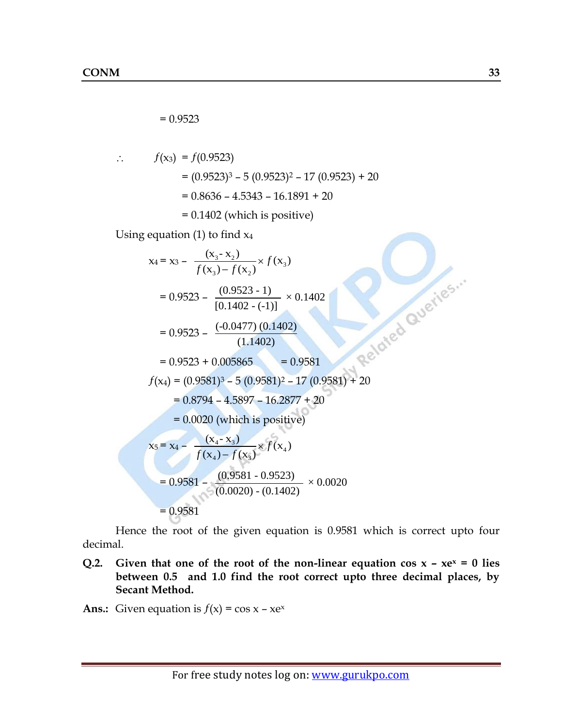$= 0.9523$

$\therefore \quad f(x_3) = f(0.9523)$

$= (0.9523)^3 - 5\,(0.9523)^2 - 17\,(0.9523) + 20$

$= 0.8636 - 4.5343 - 16.1891 + 20$

$= 0.1402$ (which is positive)

Using equation (1) to find $x_4$

$$x_4 = x_3 - \frac{(x_3 - x_2)}{f(x_3) - f(x_2)} \times f(x_3)$$

$$= 0.9523 - \frac{(0.9523 - 1)}{[0.1402 - (-1)]} \times 0.1402$$

$$= 0.9523 - \frac{(-0.0477)\,(0.1402)}{(1.1402)}$$

$$= 0.9523 + 0.005865 \qquad = 0.9581$$

$f(x_4) = (0.9581)^3 - 5\,(0.9581)^2 - 17\,(0.9581) + 20$

$= 0.8794 - 4.5897 - 16.2877 + 20$

$= 0.0020$ (which is positive)

$$x_5 = x_4 - \frac{(x_4 - x_3)}{f(x_4) - f(x_3)} \times f(x_4)$$

$$= 0.9581 - \frac{(0.9581 - 0.9523)}{(0.0020) - (0.1402)} \times 0.0020$$

$$= 0.9581$$

Hence the root of the given equation is 0.9581 which is correct upto four decimal.

**Q.2. Given that one of the root of the non-linear equation $\cos x - xe^x = 0$ lies between 0.5 and 1.0 find the root correct upto three decimal places, by Secant Method.**

**Ans.:** Given equation is $f(x) = \cos x - xe^x$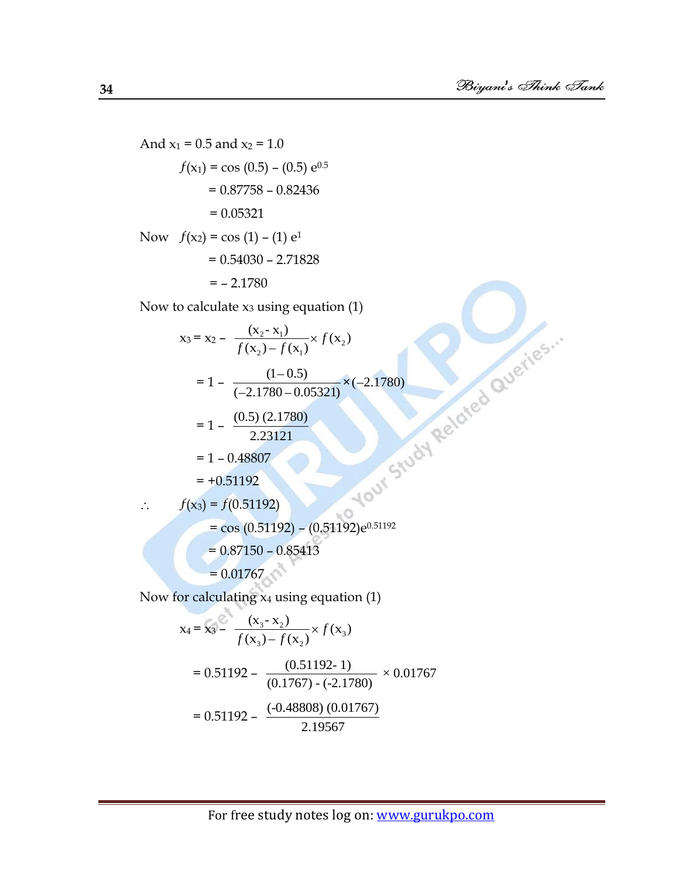And $x_1 = 0.5$ and $x_2 = 1.0$

$$f(x_1) = \cos(0.5) - (0.5)\,e^{0.5}$$
$$= 0.87758 - 0.82436$$
$$= 0.05321$$

Now $f(x_2) = \cos(1) - (1)\,e^{1}$

$$= 0.54030 - 2.71828$$
$$= -2.1780$$

Now to calculate $x_3$ using equation (1)

$$x_3 = x_2 - \frac{(x_2 - x_1)}{f(x_2) - f(x_1)} \times f(x_2)$$

$$= 1 - \frac{(1 - 0.5)}{(-2.1780 - 0.05321)} \times (-2.1780)$$

$$= 1 - \frac{(0.5)\,(2.1780)}{2.23121}$$

$$= 1 - 0.48807$$

$$= +0.51192$$

$\therefore \quad f(x_3) = f(0.51192)$

$$= \cos(0.51192) - (0.51192)e^{0.51192}$$
$$= 0.87150 - 0.85413$$
$$= 0.01767$$

Now for calculating $x_4$ using equation (1)

$$x_4 = x_3 - \frac{(x_3 - x_2)}{f(x_3) - f(x_2)} \times f(x_3)$$

$$= 0.51192 - \frac{(0.51192 - 1)}{(0.1767) - (-2.1780)} \times 0.01767$$

$$= 0.51192 - \frac{(-0.48808)\,(0.01767)}{2.19567}$$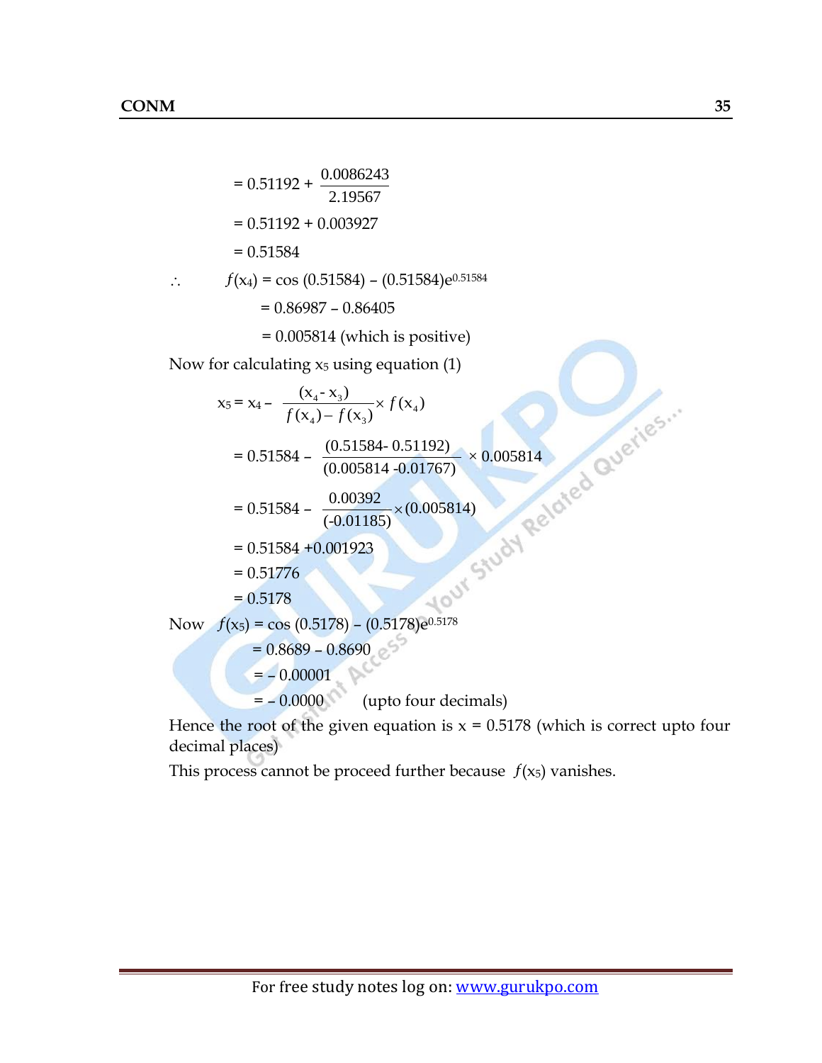$$= 0.51192 + \frac{0.0086243}{2.19567}$$

$$= 0.51192 + 0.003927$$

$$= 0.51584$$

$\therefore \quad f(x_4) = \cos(0.51584) - (0.51584)e^{0.51584}$

$$= 0.86987 - 0.86405$$

$$= 0.005814 \text{ (which is positive)}$$

Now for calculating $x_5$ using equation (1)

$$x_5 = x_4 - \frac{(x_4 - x_3)}{f(x_4) - f(x_3)} \times f(x_4)$$

$$= 0.51584 - \frac{(0.51584 - 0.51192)}{(0.005814 - 0.01767)} \times 0.005814$$

$$= 0.51584 - \frac{0.00392}{(-0.01185)} \times (0.005814)$$

$$= 0.51584 + 0.001923$$

$$= 0.51776$$

$$= 0.5178$$

Now $\quad f(x_5) = \cos(0.5178) - (0.5178)e^{0.5178}$

$$= 0.8689 - 0.8690$$

$$= -0.00001$$

$$= -0.0000 \quad \text{(upto four decimals)}$$

Hence the root of the given equation is $x = 0.5178$ (which is correct upto four decimal places)

This process cannot be proceed further because $f(x_5)$ vanishes.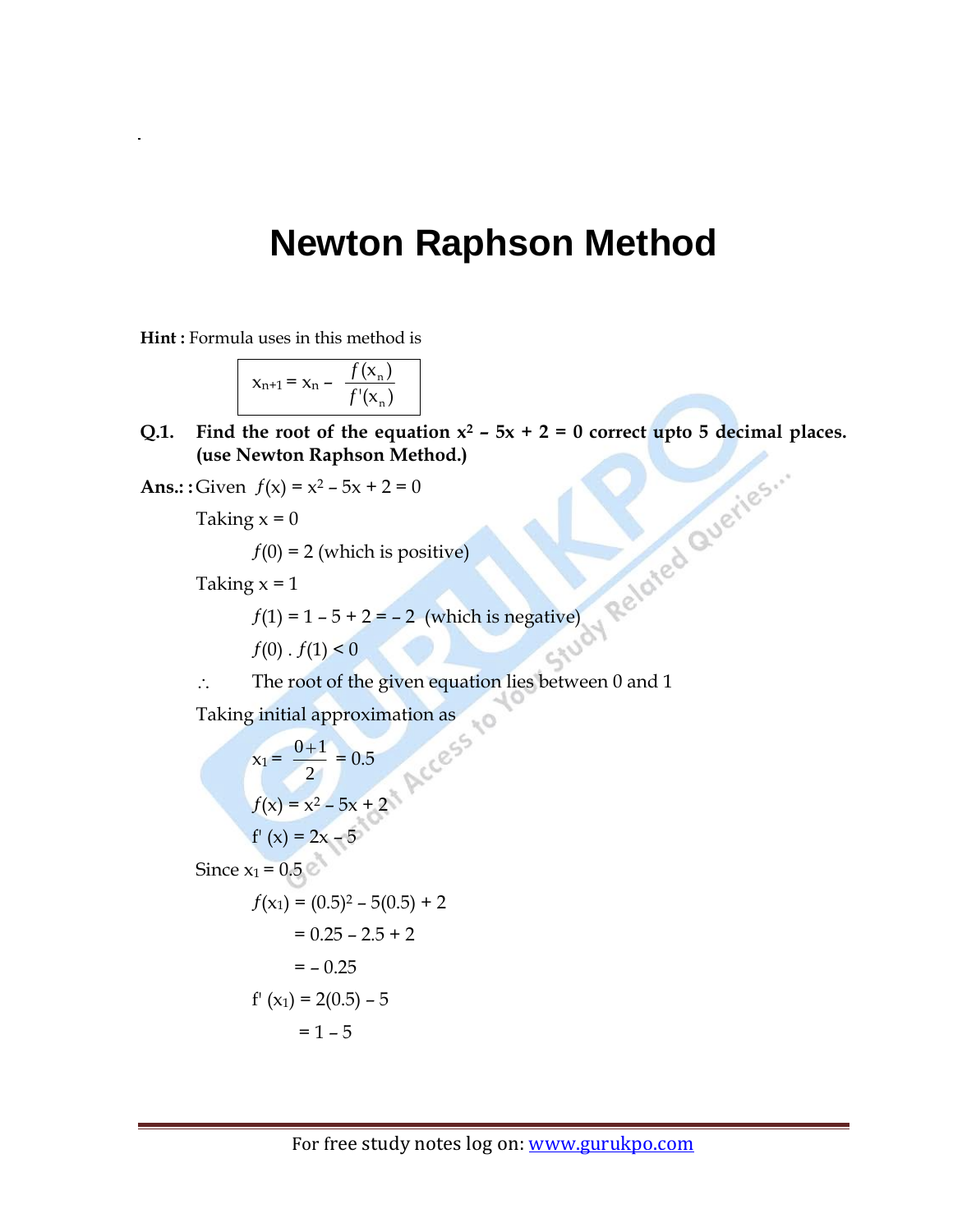# Newton Raphson Method

**Hint :** Formula uses in this method is

$$x_{n+1} = x_n - \frac{f(x_n)}{f'(x_n)}$$

**Q.1. Find the root of the equation $x^2 - 5x + 2 = 0$ correct upto 5 decimal places. (use Newton Raphson Method.)**

**Ans.: :** Given $f(x) = x^2 - 5x + 2 = 0$

Taking x = 0

$f(0) = 2$ (which is positive)

Taking x = 1

$f(1) = 1 - 5 + 2 = -2$ (which is negative)

$f(0) \cdot f(1) < 0$

$\therefore$ The root of the given equation lies between 0 and 1

Taking initial approximation as

$$x_1 = \frac{0+1}{2} = 0.5$$

$f(x) = x^2 - 5x + 2$

$f'(x) = 2x - 5$

Since $x_1 = 0.5$

$f(x_1) = (0.5)^2 - 5(0.5) + 2$

$= 0.25 - 2.5 + 2$

$= -0.25$

$f'(x_1) = 2(0.5) - 5$

$= 1 - 5$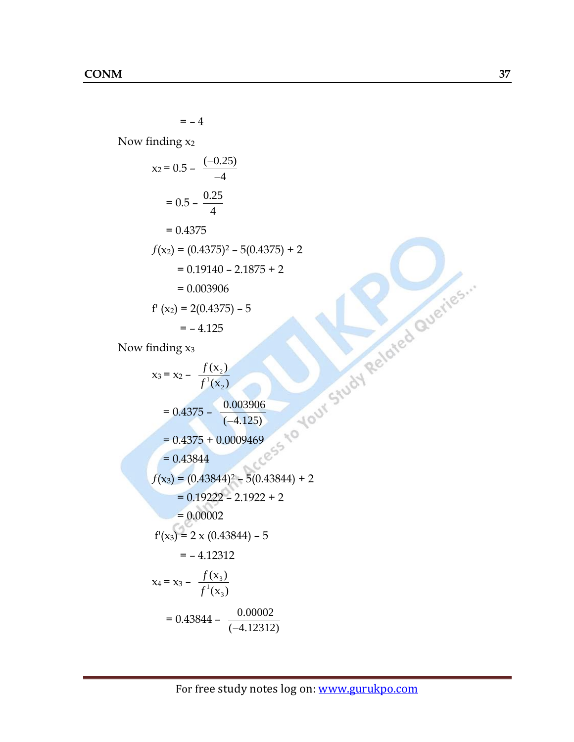$$= -4$$

Now finding $x_2$

$$x_2 = 0.5 - \frac{(-0.25)}{-4}$$

$$= 0.5 - \frac{0.25}{4}$$

$$= 0.4375$$

$$f(x_2) = (0.4375)^2 - 5(0.4375) + 2$$

$$= 0.19140 - 2.1875 + 2$$

$$= 0.003906$$

$$f'(x_2) = 2(0.4375) - 5$$

$$= -4.125$$

Now finding $x_3$

$$x_3 = x_2 - \frac{f(x_2)}{f^1(x_2)}$$

$$= 0.4375 - \frac{0.003906}{(-4.125)}$$

$$= 0.4375 + 0.0009469$$

$$= 0.43844$$

$$f(x_3) = (0.43844)^2 - 5(0.43844) + 2$$

$$= 0.19222 - 2.1922 + 2$$

$$= 0.00002$$

$$f'(x_3) = 2 \times (0.43844) - 5$$

$$= -4.12312$$

$$x_4 = x_3 - \frac{f(x_3)}{f^1(x_3)}$$

$$= 0.43844 - \frac{0.00002}{(-4.12312)}$$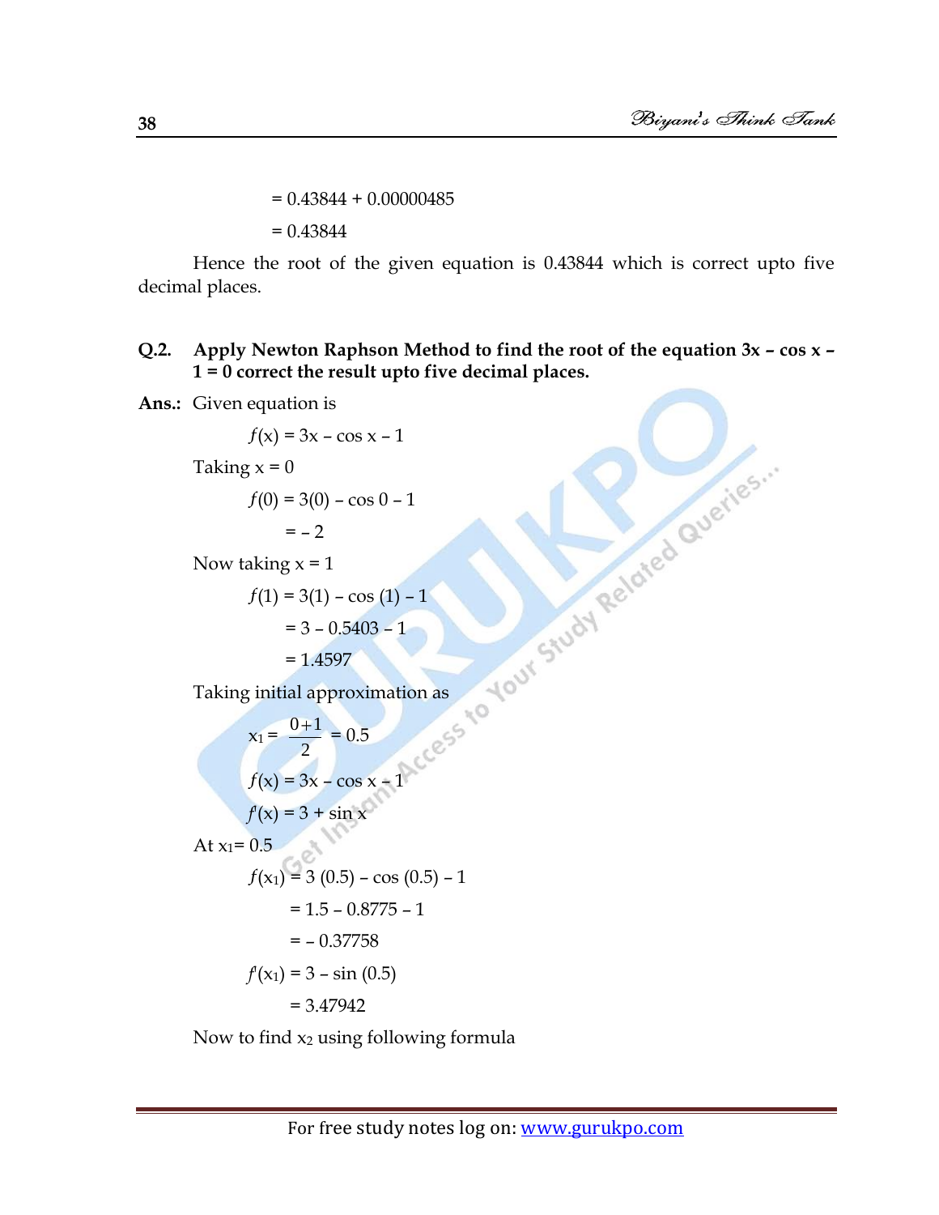$= 0.43844 + 0.00000485$

$= 0.43844$

Hence the root of the given equation is 0.43844 which is correct upto five decimal places.

**Q.2. Apply Newton Raphson Method to find the root of the equation 3x – cos x – 1 = 0 correct the result upto five decimal places.**

**Ans.:** Given equation is

$$f(x) = 3x - \cos x - 1$$

Taking x = 0

$$f(0) = 3(0) - \cos 0 - 1$$

$$= -2$$

Now taking x = 1

$$f(1) = 3(1) - \cos(1) - 1$$

$$= 3 - 0.5403 - 1$$

$$= 1.4597$$

Taking initial approximation as

$$x_1 = \frac{0+1}{2} = 0.5$$

$$f(x) = 3x - \cos x - 1$$

$$f'(x) = 3 + \sin x$$

At $x_1 = 0.5$

$$f(x_1) = 3(0.5) - \cos(0.5) - 1$$

$$= 1.5 - 0.8775 - 1$$

$$= -0.37758$$

$$f'(x_1) = 3 - \sin(0.5)$$

$$= 3.47942$$

Now to find $x_2$ using following formula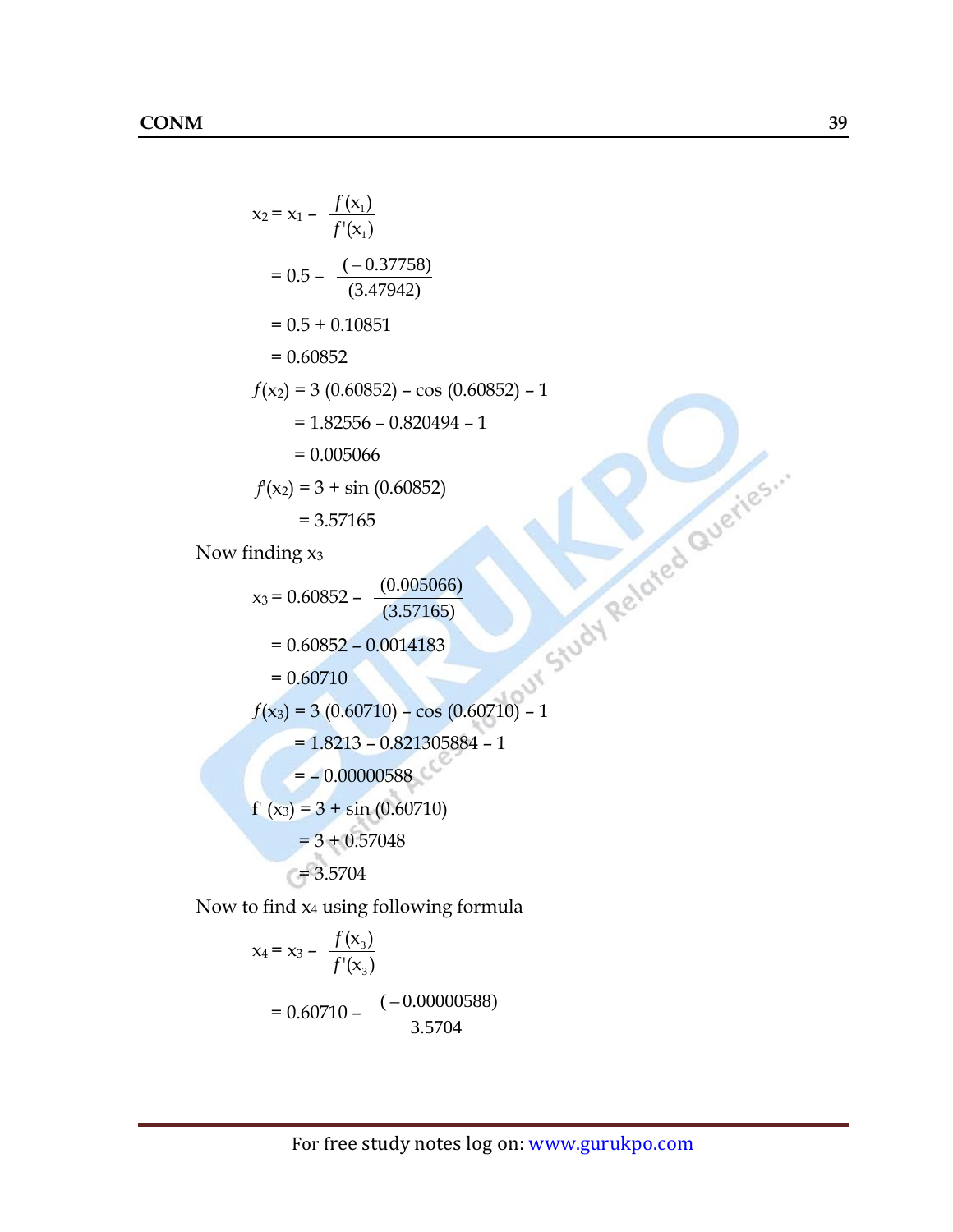$$x_2 = x_1 - \frac{f(x_1)}{f'(x_1)}$$

$$= 0.5 - \frac{(-0.37758)}{(3.47942)}$$

$$= 0.5 + 0.10851$$

$$= 0.60852$$

$$f(x_2) = 3\,(0.60852) - \cos\,(0.60852) - 1$$

$$= 1.82556 - 0.820494 - 1$$

$$= 0.005066$$

$$f'(x_2) = 3 + \sin\,(0.60852)$$

$$= 3.57165$$

Now finding $x_3$

$$x_3 = 0.60852 - \frac{(0.005066)}{(3.57165)}$$

$$= 0.60852 - 0.0014183$$

$$= 0.60710$$

$$f(x_3) = 3\,(0.60710) - \cos\,(0.60710) - 1$$

$$= 1.8213 - 0.821305884 - 1$$

$$= -0.00000588$$

$$f'(x_3) = 3 + \sin\,(0.60710)$$

$$= 3 + 0.57048$$

$$= 3.5704$$

Now to find $x_4$ using following formula

$$x_4 = x_3 - \frac{f(x_3)}{f'(x_3)}$$

$$= 0.60710 - \frac{(-0.00000588)}{3.5704}$$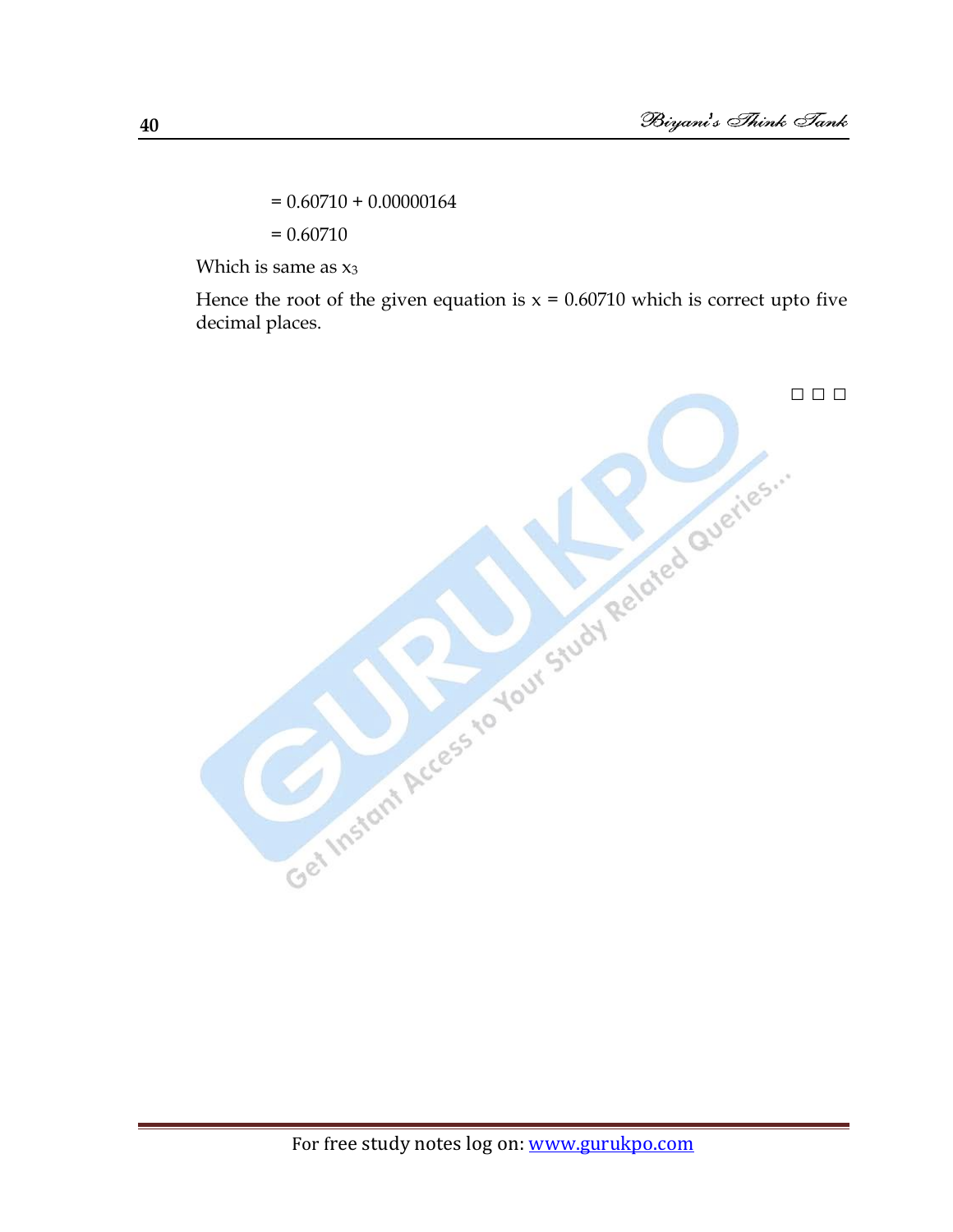$= 0.60710 + 0.00000164$

$= 0.60710$

Which is same as $x_3$

Hence the root of the given equation is $x = 0.60710$ which is correct upto five decimal places.

□ □ □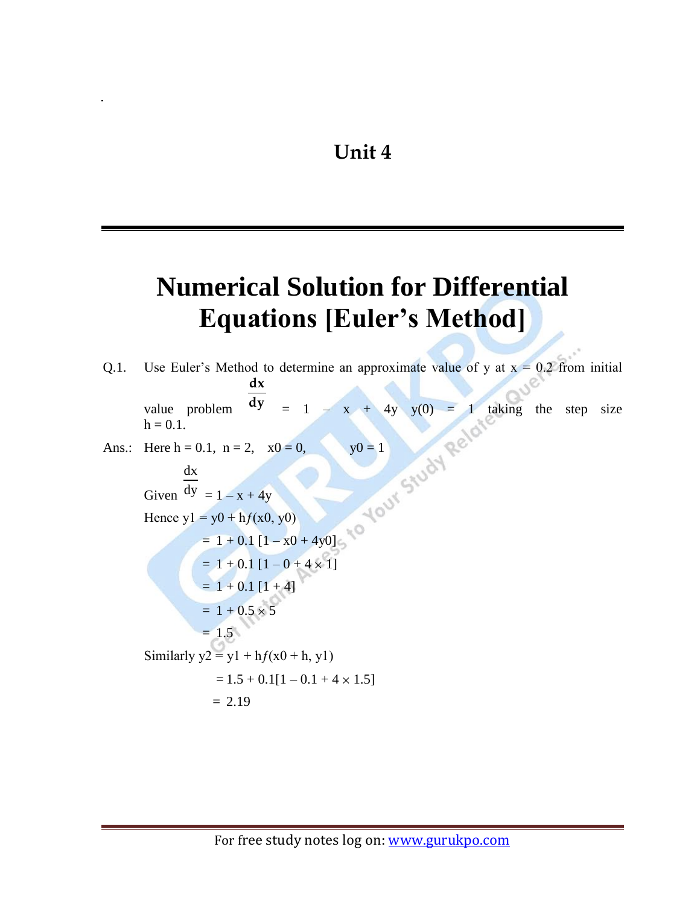# Unit 4

# Numerical Solution for Differential Equations [Euler's Method]

Q.1. Use Euler's Method to determine an approximate value of y at x = 0.2 from initial value problem $\frac{dx}{dy} = 1 - x + 4y$ $y(0) = 1$ taking the step size $h = 0.1$.

Ans.: Here $h = 0.1$, $n = 2$, $x_0 = 0$, $y_0 = 1$

Given $\frac{dx}{dy} = 1 - x + 4y$

Hence $y_1 = y_0 + hf(x_0, y_0)$

$$= 1 + 0.1\,[1 - x_0 + 4y_0]$$

$$= 1 + 0.1\,[1 - 0 + 4 \times 1]$$

$$= 1 + 0.1\,[1 + 4]$$

$$= 1 + 0.5 \times 5$$

$$= 1.5$$

Similarly $y_2 = y_1 + hf(x_0 + h, y_1)$

$$= 1.5 + 0.1[1 - 0.1 + 4 \times 1.5]$$

$$= 2.19$$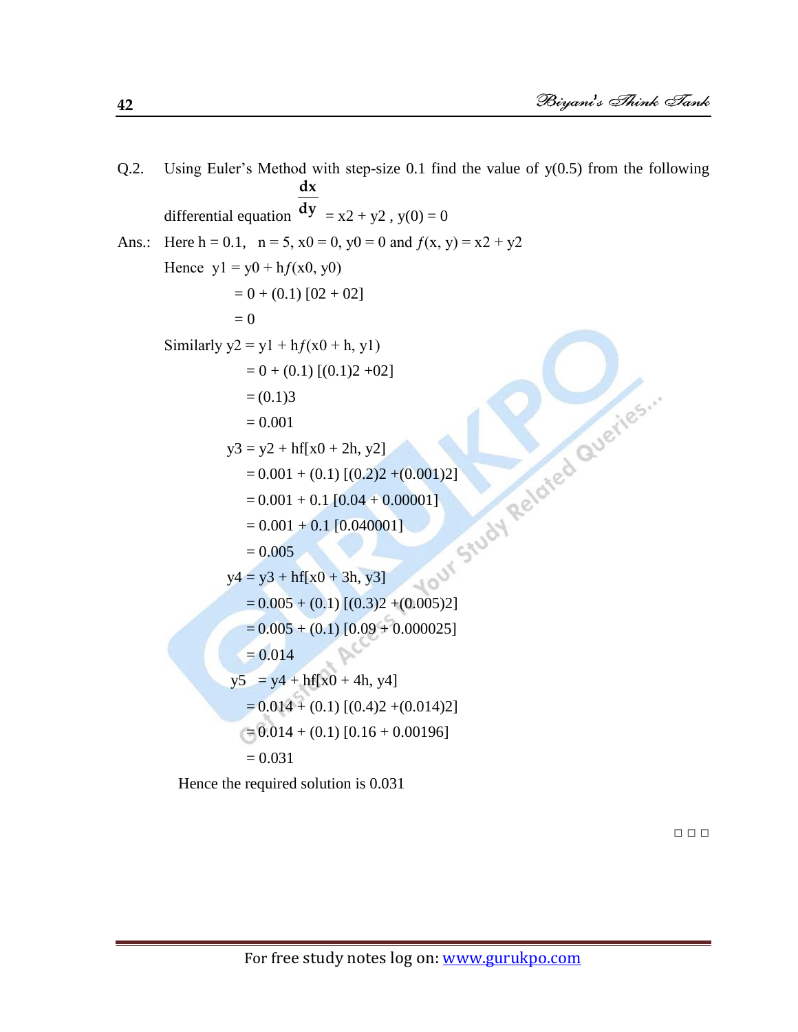Q.2. Using Euler's Method with step-size 0.1 find the value of y(0.5) from the following differential equation $\frac{dx}{dy} = x^2 + y^2$ , y(0) = 0

Ans.: Here h = 0.1, n = 5, $x_0 = 0$, $y_0 = 0$ and $f(x, y) = x^2 + y^2$

Hence $y_1 = y_0 + hf(x_0, y_0)$

$= 0 + (0.1) [0^2 + 0^2]$

$= 0$

Similarly $y_2 = y_1 + hf(x_0 + h, y_1)$

$= 0 + (0.1) [(0.1)^2 + 0^2]$

$= (0.1)^3$

$= 0.001$

$y_3 = y_2 + hf[x_0 + 2h, y_2]$

$= 0.001 + (0.1) [(0.2)^2 + (0.001)^2]$

$= 0.001 + 0.1 [0.04 + 0.00001]$

$= 0.001 + 0.1 [0.040001]$

$= 0.005$

$y_4 = y_3 + hf[x_0 + 3h, y_3]$

$= 0.005 + (0.1) [(0.3)^2 + (0.005)^2]$

$= 0.005 + (0.1) [0.09 + 0.000025]$

$= 0.014$

$y_5 = y_4 + hf[x_0 + 4h, y_4]$

$= 0.014 + (0.1) [(0.4)^2 + (0.014)^2]$

$= 0.014 + (0.1) [0.16 + 0.00196]$

$= 0.031$

Hence the required solution is 0.031

□ □ □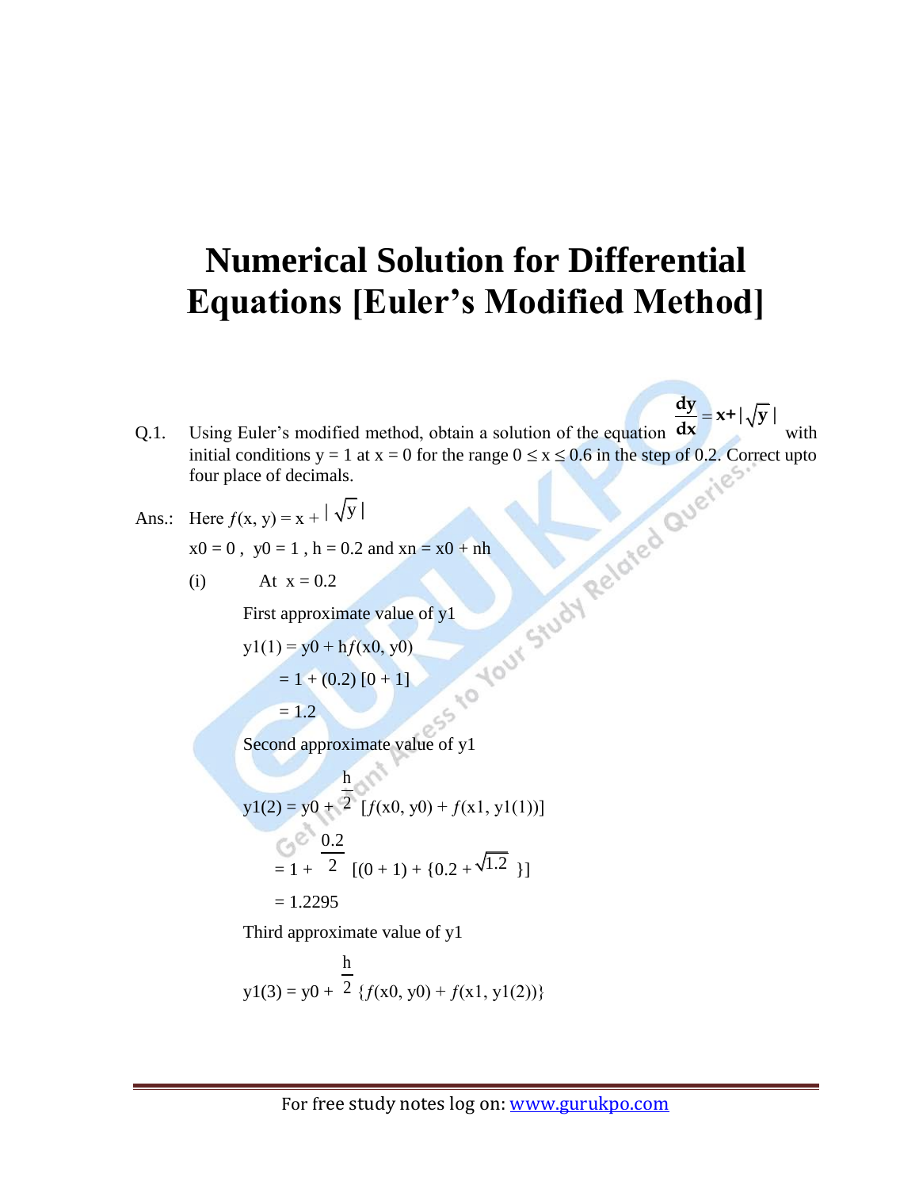// Numerical Solution for Differential Equations [Euler's Modified Method]

# Numerical Solution for Differential Equations [Euler's Modified Method]

Q.1. Using Euler's modified method, obtain a solution of the equation $\frac{dy}{dx} = x + |\sqrt{y}|$ with initial conditions y = 1 at x = 0 for the range $0 \le x \le 0.6$ in the step of 0.2. Correct upto four place of decimals.

Ans.: Here $f(x, y) = x + |\sqrt{y}|$

$x_0 = 0$, $y_0 = 1$, $h = 0.2$ and $x_n = x_0 + nh$

(i) At x = 0.2

First approximate value of $y_1$

$$y_1^{(1)} = y_0 + h f(x_0, y_0)$$

$$= 1 + (0.2)[0 + 1]$$

$$= 1.2$$

Second approximate value of $y_1$

$$y_1^{(2)} = y_0 + \frac{h}{2}[f(x_0, y_0) + f(x_1, y_1^{(1)})]$$

$$= 1 + \frac{0.2}{2}[(0 + 1) + \{0.2 + \sqrt{1.2}\}]$$

$$= 1.2295$$

Third approximate value of $y_1$

$$y_1^{(3)} = y_0 + \frac{h}{2}\{f(x_0, y_0) + f(x_1, y_1^{(2)})\}$$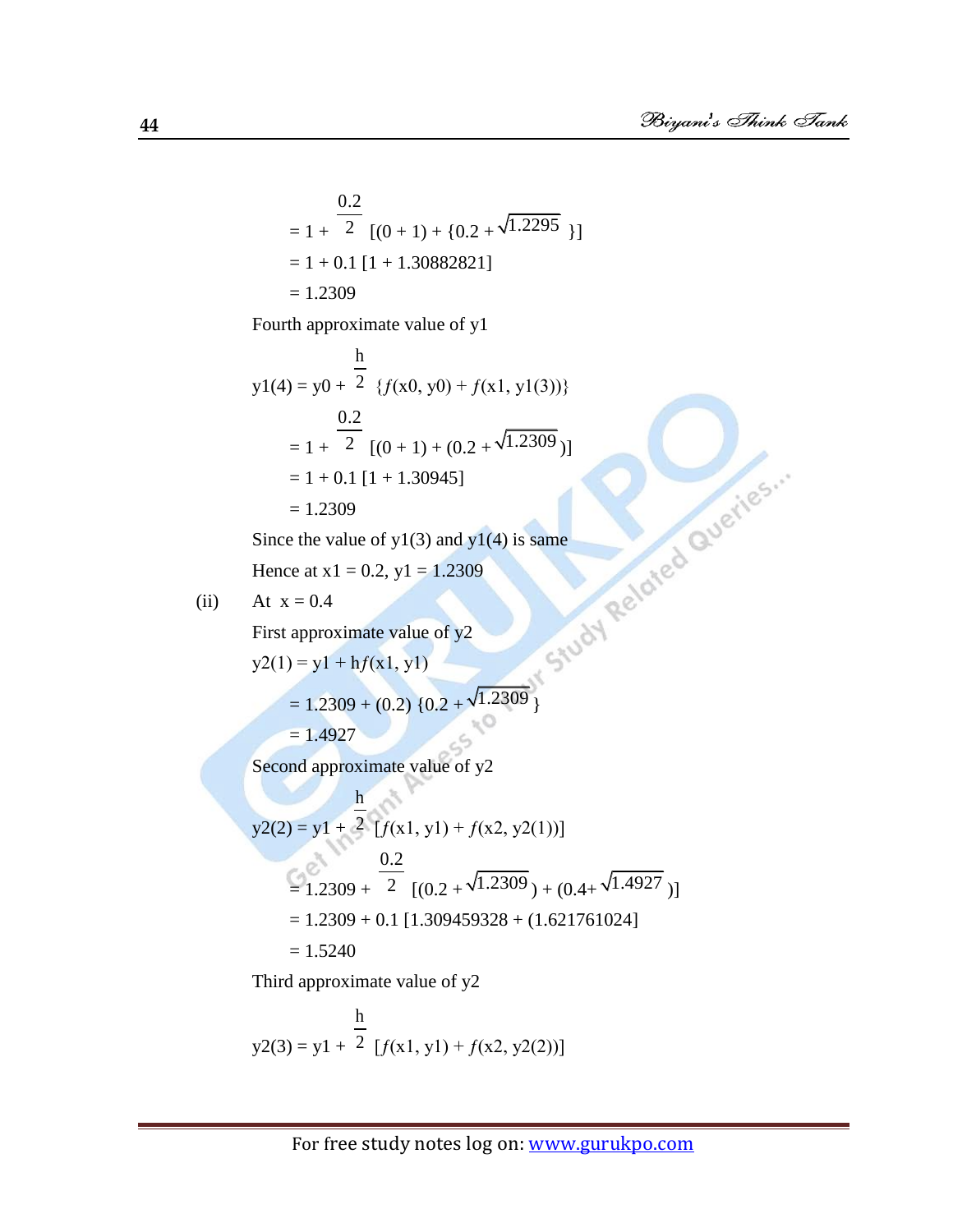$$= 1 + \frac{0.2}{2}\ [(0 + 1) + \{0.2 + \sqrt{1.2295}\ \}]$$

$$= 1 + 0.1\ [1 + 1.30882821]$$

$$= 1.2309$$

Fourth approximate value of y1

$$y1(4) = y0 + \frac{h}{2}\ \{f(x0, y0) + f(x1, y1(3))\}$$

$$= 1 + \frac{0.2}{2}\ [(0 + 1) + (0.2 + \sqrt{1.2309})]$$

$$= 1 + 0.1\ [1 + 1.30945]$$

$$= 1.2309$$

Since the value of y1(3) and y1(4) is same

Hence at x1 = 0.2, y1 = 1.2309

(ii) At x = 0.4

First approximate value of y2

$$y2(1) = y1 + hf(x1, y1)$$

$$= 1.2309 + (0.2)\ \{0.2 + \sqrt{1.2309}\ \}$$

$$= 1.4927$$

Second approximate value of y2

$$y2(2) = y1 + \frac{h}{2}\ [f(x1, y1) + f(x2, y2(1))]$$

$$= 1.2309 + \frac{0.2}{2}\ [(0.2 + \sqrt{1.2309}) + (0.4 + \sqrt{1.4927}\ )]$$

$$= 1.2309 + 0.1\ [1.309459328 + (1.621761024]$$

$$= 1.5240$$

Third approximate value of y2

$$y2(3) = y1 + \frac{h}{2}\ [f(x1, y1) + f(x2, y2(2))]$$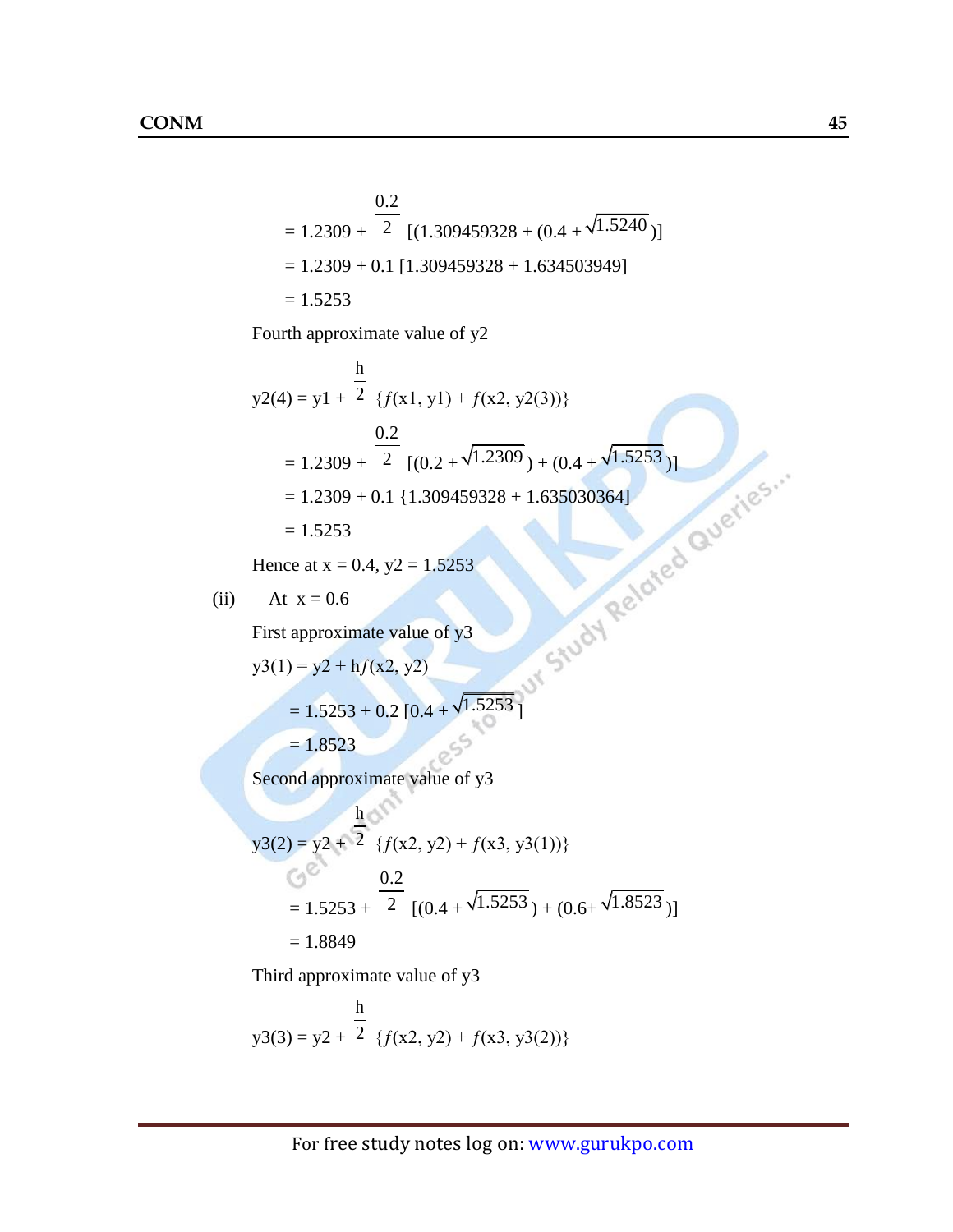$$= 1.2309 + \frac{0.2}{2}\,[(1.309459328 + (0.4 + \sqrt{1.5240}\,)]$$

$$= 1.2309 + 0.1\,[1.309459328 + 1.634503949]$$

$$= 1.5253$$

Fourth approximate value of y2

$$y2(4) = y1 + \frac{h}{2}\,\{f(x1, y1) + f(x2, y2(3))\}$$

$$= 1.2309 + \frac{0.2}{2}\,[(0.2 + \sqrt{1.2309}\,) + (0.4 + \sqrt{1.5253}\,)]$$

$$= 1.2309 + 0.1\,\{1.309459328 + 1.635030364]$$

$$= 1.5253$$

Hence at x = 0.4, y2 = 1.5253

(ii) At x = 0.6

First approximate value of y3

$$y3(1) = y2 + hf(x2, y2)$$

$$= 1.5253 + 0.2\,[0.4 + \sqrt{1.5253}\,]$$

$$= 1.8523$$

Second approximate value of y3

$$y3(2) = y2 + \frac{h}{2}\,\{f(x2, y2) + f(x3, y3(1))\}$$

$$= 1.5253 + \frac{0.2}{2}\,[(0.4 + \sqrt{1.5253}\,) + (0.6 + \sqrt{1.8523}\,)]$$

$$= 1.8849$$

Third approximate value of y3

$$y3(3) = y2 + \frac{h}{2}\,\{f(x2, y2) + f(x3, y3(2))\}$$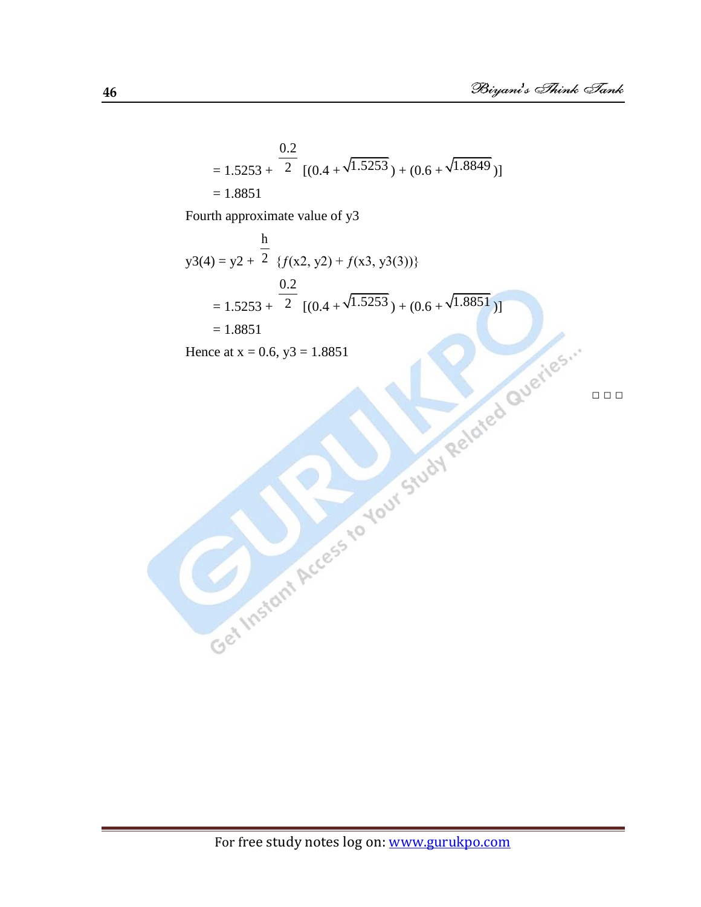$$= 1.5253 + \frac{0.2}{2}\,[(0.4 + \sqrt{1.5253}) + (0.6 + \sqrt{1.8849})]$$

$$= 1.8851$$

Fourth approximate value of y3

$$y3(4) = y2 + \frac{h}{2}\,\{f(x2, y2) + f(x3, y3(3))\}$$

$$= 1.5253 + \frac{0.2}{2}\,[(0.4 + \sqrt{1.5253}) + (0.6 + \sqrt{1.8851})]$$

$$= 1.8851$$

Hence at x = 0.6, y3 = 1.8851

□ □ □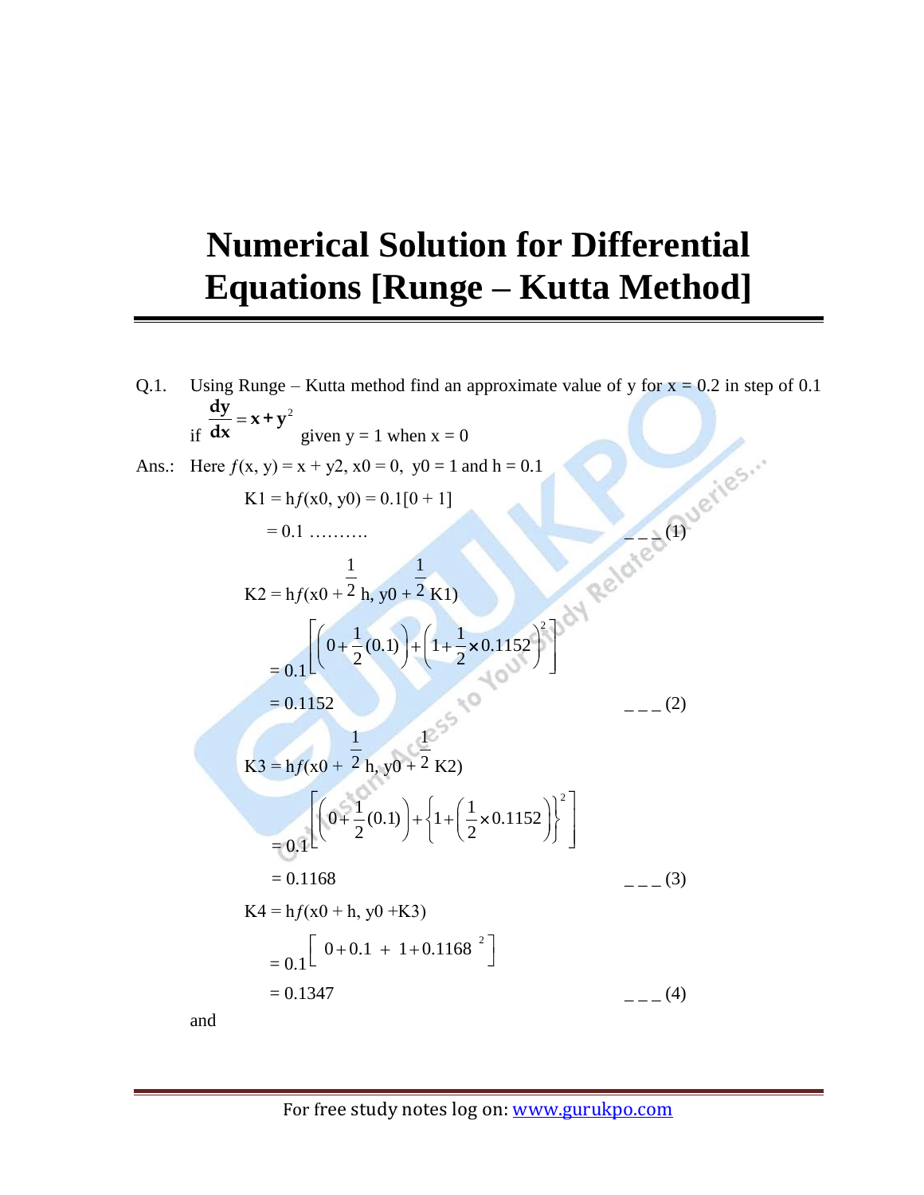# Numerical Solution for Differential Equations [Runge – Kutta Method]

Q.1. Using Runge – Kutta method find an approximate value of y for x = 0.2 in step of 0.1 if $\frac{dy}{dx} = x + y^2$ given y = 1 when x = 0

Ans.: Here $f(x, y) = x + y2$, $x0 = 0$, $y0 = 1$ and $h = 0.1$

$$K1 = hf(x0, y0) = 0.1[0 + 1]$$

$$= 0.1 \ldots\ldots\ldots \qquad \_\,\_\,\_\,(1)$$

$$K2 = hf(x0 + \frac{1}{2}h, y0 + \frac{1}{2}K1)$$

$$= 0.1\left[\left(0 + \frac{1}{2}(0.1)\right) + \left(1 + \frac{1}{2} \times 0.1152\right)^2\right]$$

$$= 0.1152 \qquad \_\,\_\,\_\,(2)$$

$$K3 = hf(x0 + \frac{1}{2}h, y0 + \frac{1}{2}K2)$$

$$= 0.1\left[\left(0 + \frac{1}{2}(0.1)\right) + \left\{1 + \left(\frac{1}{2} \times 0.1152\right)\right\}^2\right]$$

$$= 0.1168 \qquad \_\,\_\,\_\,(3)$$

$$K4 = hf(x0 + h, y0 + K3)$$

$$= 0.1\left[\ 0 + 0.1\ +\ 1 + 0.1168\ ^2\right]$$

$$= 0.1347 \qquad \_\,\_\,\_\,(4)$$

and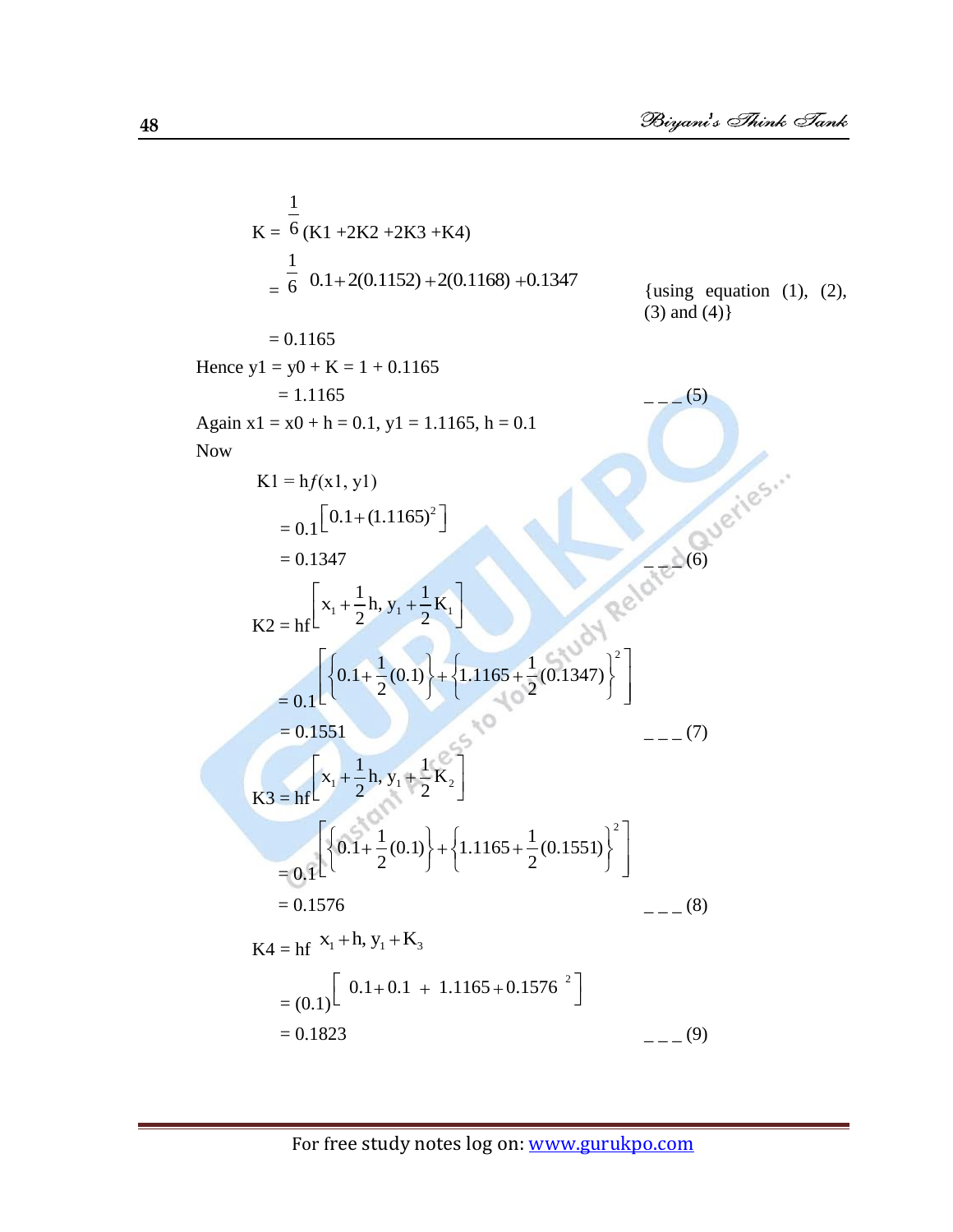$$K = \frac{1}{6}(K1 + 2K2 + 2K3 + K4)$$

$$= \frac{1}{6}\; 0.1 + 2(0.1152) + 2(0.1168) + 0.1347$$ {using equation (1), (2), (3) and (4)}

$= 0.1165$

Hence y1 = y0 + K = 1 + 0.1165

= 1.1165 _ _ _ (5)

Again x1 = x0 + h = 0.1, y1 = 1.1165, h = 0.1

Now

K1 = h$f$(x1, y1)

$$= 0.1\left[0.1 + (1.1165)^2\right]$$

= 0.1347 _ _ _ (6)

$$K2 = hf\left[x_1 + \frac{1}{2}h,\, y_1 + \frac{1}{2}K_1\right]$$

$$= 0.1\left[\left\{0.1 + \frac{1}{2}(0.1)\right\} + \left\{1.1165 + \frac{1}{2}(0.1347)\right\}^2\right]$$

= 0.1551 _ _ _ (7)

$$K3 = hf\left[x_1 + \frac{1}{2}h,\, y_1 + \frac{1}{2}K_2\right]$$

$$= 0.1\left[\left\{0.1 + \frac{1}{2}(0.1)\right\} + \left\{1.1165 + \frac{1}{2}(0.1551)\right\}^2\right]$$

= 0.1576 _ _ _ (8)

$$K4 = hf\; x_1 + h,\, y_1 + K_3$$

$$= (0.1)\left[\; 0.1 + 0.1 \;+\; 1.1165 + 0.1576\;^2\right]$$

= 0.1823 _ _ _ (9)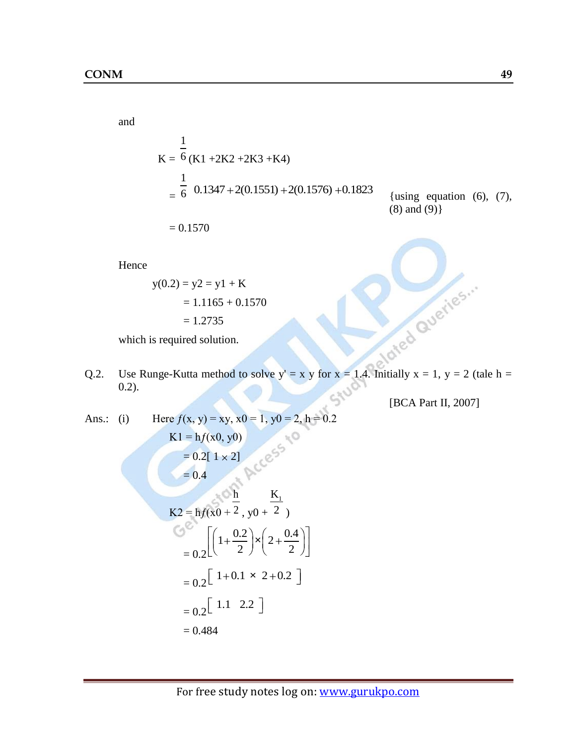and

$$K = \frac{1}{6}(K1 + 2K2 + 2K3 + K4)$$

$$= \frac{1}{6}\ 0.1347 + 2(0.1551) + 2(0.1576) + 0.1823$$ {using equation (6), (7), (8) and (9)}

$$= 0.1570$$

Hence

$$y(0.2) = y2 = y1 + K$$

$$= 1.1165 + 0.1570$$

$$= 1.2735$$

which is required solution.

Q.2. Use Runge-Kutta method to solve y' = x y for x = 1.4. Initially x = 1, y = 2 (tale h = 0.2).

[BCA Part II, 2007]

Ans.: (i) Here $f(x, y) = xy$, $x0 = 1$, $y0 = 2$, $h = 0.2$

$$K1 = hf(x0, y0)$$

$$= 0.2[\ 1 \times 2]$$

$$= 0.4$$

$$K2 = hf(x0 + \frac{h}{2},\ y0 + \frac{K_1}{2})$$

$$= 0.2\left[\left(1 + \frac{0.2}{2}\right) \times \left(2 + \frac{0.4}{2}\right)\right]$$

$$= 0.2\left[\ 1 + 0.1\ \times\ 2 + 0.2\ \right]$$

$$= 0.2\left[\ 1.1\quad 2.2\ \right]$$

$$= 0.484$$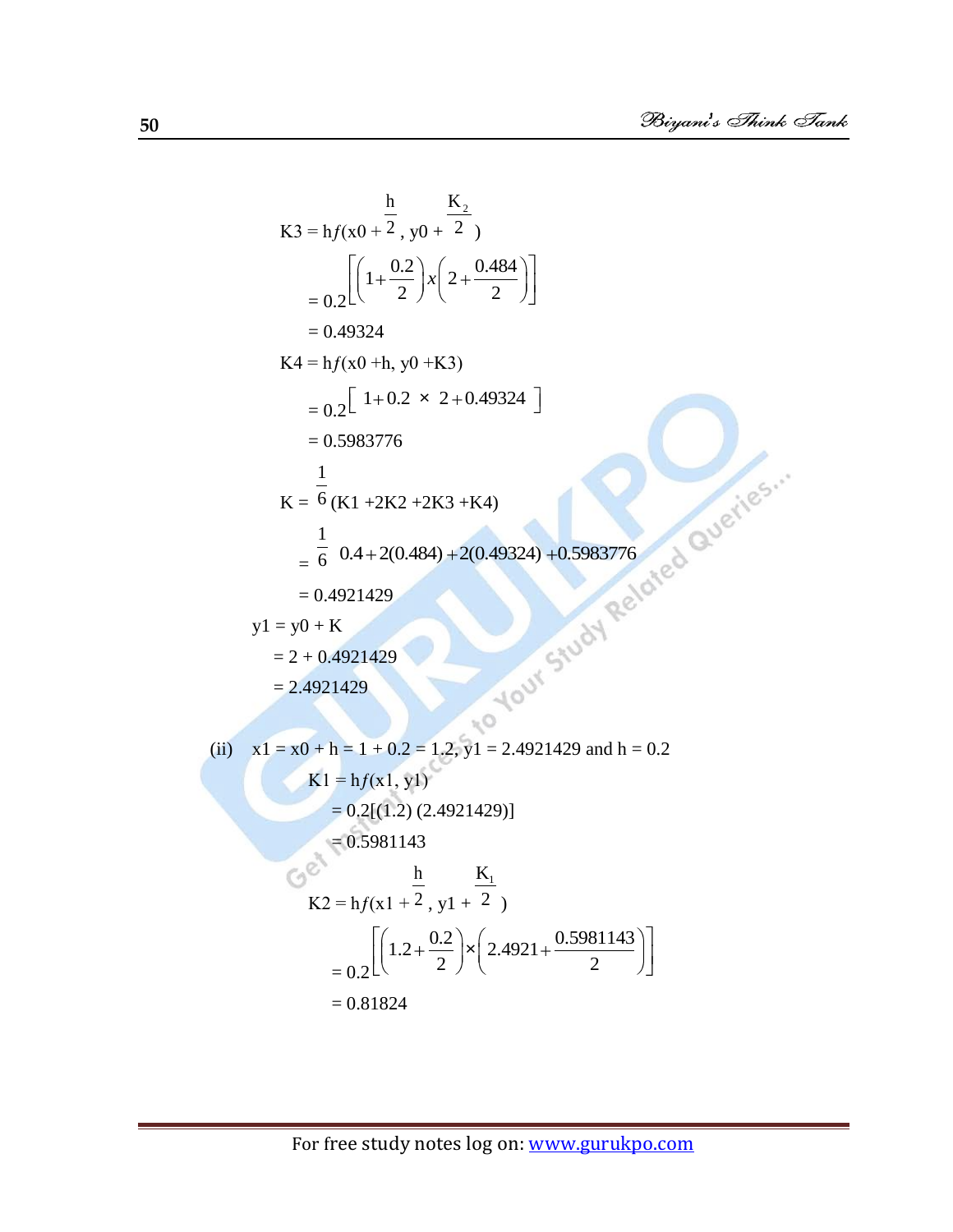$$K3 = hf(x0 + \frac{h}{2}, y0 + \frac{K_2}{2})$$

$$= 0.2\left[\left(1 + \frac{0.2}{2}\right) x \left(2 + \frac{0.484}{2}\right)\right]$$

$$= 0.49324$$

$$K4 = hf(x0 + h, y0 + K3)$$

$$= 0.2\left[1 + 0.2 \times 2 + 0.49324\right]$$

$$= 0.5983776$$

$$K = \frac{1}{6}(K1 + 2K2 + 2K3 + K4)$$

$$= \frac{1}{6}\; 0.4 + 2(0.484) + 2(0.49324) + 0.5983776$$

$$= 0.4921429$$

$$y1 = y0 + K$$

$$= 2 + 0.4921429$$

$$= 2.4921429$$

(ii) $x1 = x0 + h = 1 + 0.2 = 1.2$, $y1 = 2.4921429$ and $h = 0.2$

$$K1 = hf(x1, y1)$$

$$= 0.2[(1.2)(2.4921429)]$$

$$= 0.5981143$$

$$K2 = hf(x1 + \frac{h}{2}, y1 + \frac{K_1}{2})$$

$$= 0.2\left[\left(1.2 + \frac{0.2}{2}\right) \times \left(2.4921 + \frac{0.5981143}{2}\right)\right]$$

$$= 0.81824$$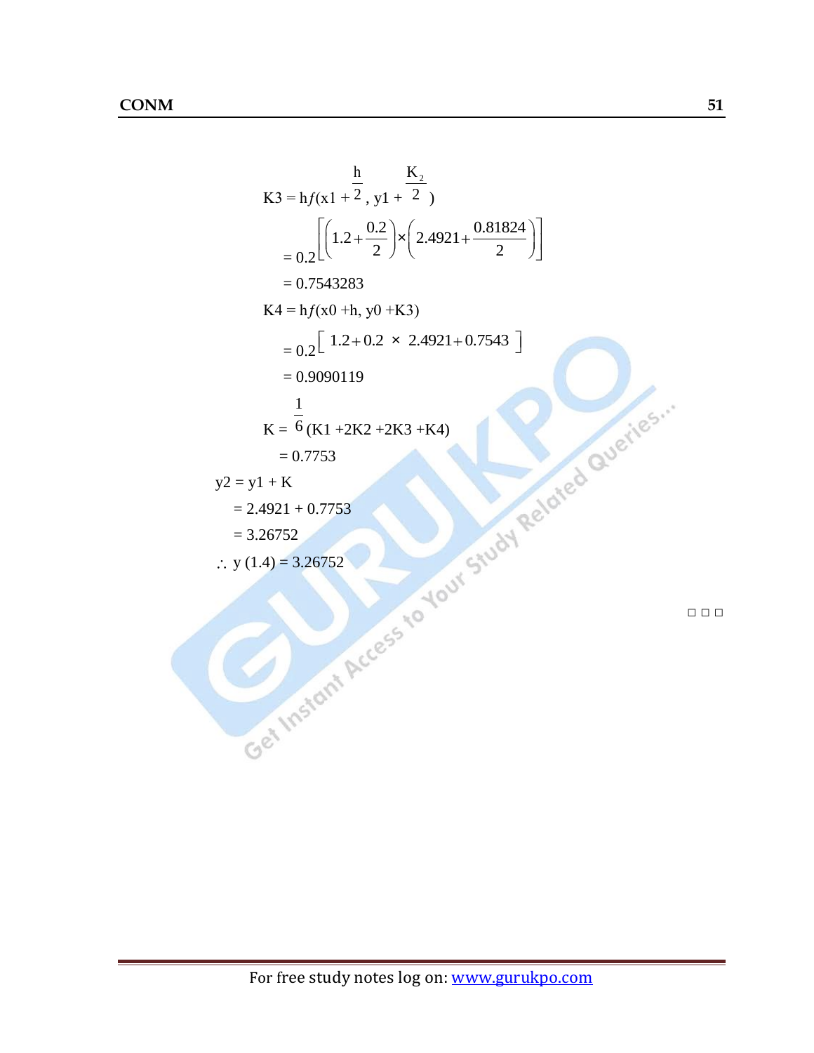$$K3 = hf\left(x1 + \frac{h}{2}, y1 + \frac{K_2}{2}\right)$$

$$= 0.2\left[\left(1.2 + \frac{0.2}{2}\right) \times \left(2.4921 + \frac{0.81824}{2}\right)\right]$$

$$= 0.7543283$$

$$K4 = hf(x0 + h, y0 + K3)$$

$$= 0.2\left[\, 1.2 + 0.2 \times 2.4921 + 0.7543 \,\right]$$

$$= 0.9090119$$

$$K = \frac{1}{6}(K1 + 2K2 + 2K3 + K4)$$

$$= 0.7753$$

$$y2 = y1 + K$$

$$= 2.4921 + 0.7753$$

$$= 3.26752$$

$$\therefore\ y(1.4) = 3.26752$$

□ □ □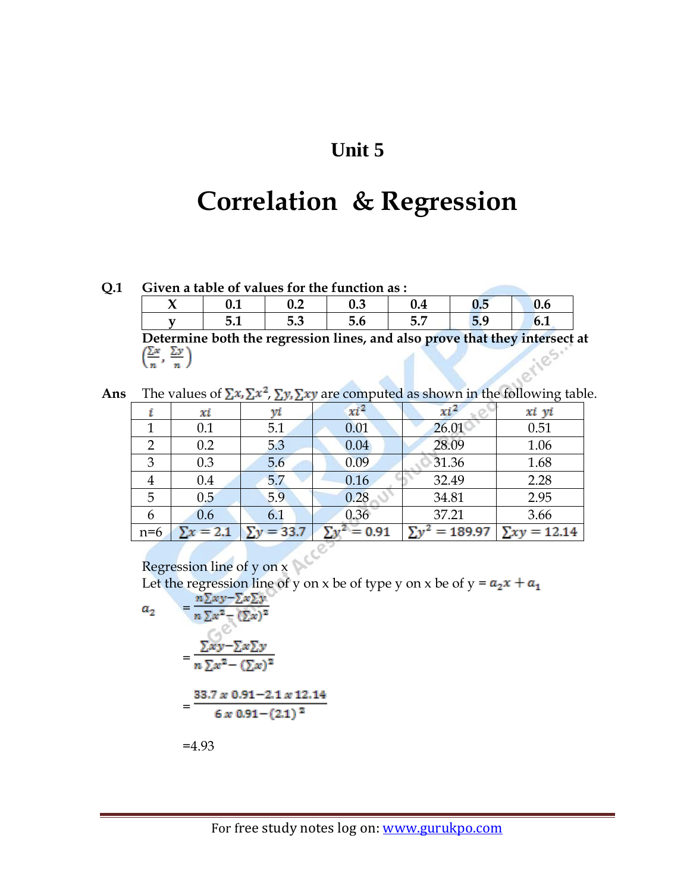# Unit 5

# Correlation & Regression

**Q.1** **Given a table of values for the function as :**

| X | 0.1 | 0.2 | 0.3 | 0.4 | 0.5 | 0.6 |
|---|---|---|---|---|---|---|
| y | 5.1 | 5.3 | 5.6 | 5.7 | 5.9 | 6.1 |

**Determine both the regression lines, and also prove that they intersect at** $\left(\frac{\sum x}{n}, \frac{\sum y}{n}\right)$

**Ans** The values of $\sum x, \sum x^2, \sum y, \sum xy$ are computed as shown in the following table.

| $i$ | $xi$ | $yi$ | $xi^2$ | $xi^2$ | $xi\ yi$ |
|---|---|---|---|---|---|
| 1 | 0.1 | 5.1 | 0.01 | 26.01 | 0.51 |
| 2 | 0.2 | 5.3 | 0.04 | 28.09 | 1.06 |
| 3 | 0.3 | 5.6 | 0.09 | 31.36 | 1.68 |
| 4 | 0.4 | 5.7 | 0.16 | 32.49 | 2.28 |
| 5 | 0.5 | 5.9 | 0.28 | 34.81 | 2.95 |
| 6 | 0.6 | 6.1 | 0.36 | 37.21 | 3.66 |
| n=6 | $\sum x = 2.1$ | $\sum y = 33.7$ | $\sum y^2 = 0.91$ | $\sum y^2 = 189.97$ | $\sum xy = 12.14$ |

Regression line of y on x

Let the regression line of y on x be of type y on x be of y = $a_2 x + a_1$

$$a_2 = \frac{n\sum xy - \sum x \sum y}{n\sum x^2 - (\sum x)^2}$$

$$= \frac{\sum xy - \sum x \sum y}{n\sum x^2 - (\sum x)^2}$$

$$= \frac{33.7 \times 0.91 - 2.1 \times 12.14}{6 \times 0.91 - (2.1)^2}$$

=4.93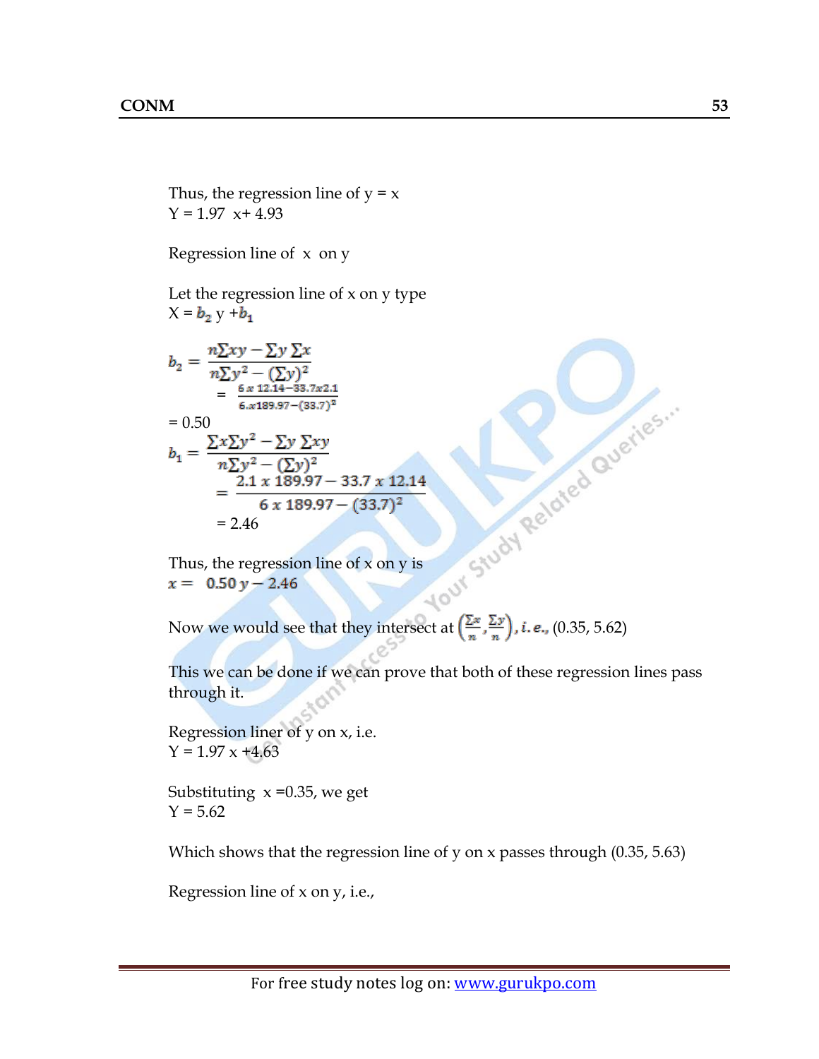Thus, the regression line of y = x

Y = 1.97  x+ 4.93

Regression line of  x  on y

Let the regression line of x on y type

X = $b_2$ y +$b_1$

$$b_2 = \frac{n\sum xy - \sum y \sum x}{n\sum y^2 - (\sum y)^2}$$

$$= \frac{6 \, x \, 12.14 - 33.7x2.1}{6.x189.97 - (33.7)^2}$$

= 0.50

$$b_1 = \frac{\sum x \sum y^2 - \sum y \sum xy}{n\sum y^2 - (\sum y)^2}$$

$$= \frac{2.1 \, x \, 189.97 - 33.7 \, x \, 12.14}{6 \, x \, 189.97 - (33.7)^2}$$

= 2.46

Thus, the regression line of x on y is

$x = \; 0.50 \, y - 2.46$

Now we would see that they intersect at $\left(\frac{\sum x}{n}, \frac{\sum y}{n}\right)$, *i. e.,* (0.35, 5.62)

This we can be done if we can prove that both of these regression lines pass through it.

Regression liner of y on x, i.e.

Y = 1.97 x +4.63

Substituting  x =0.35, we get

Y = 5.62

Which shows that the regression line of y on x passes through (0.35, 5.63)

Regression line of x on y, i.e.,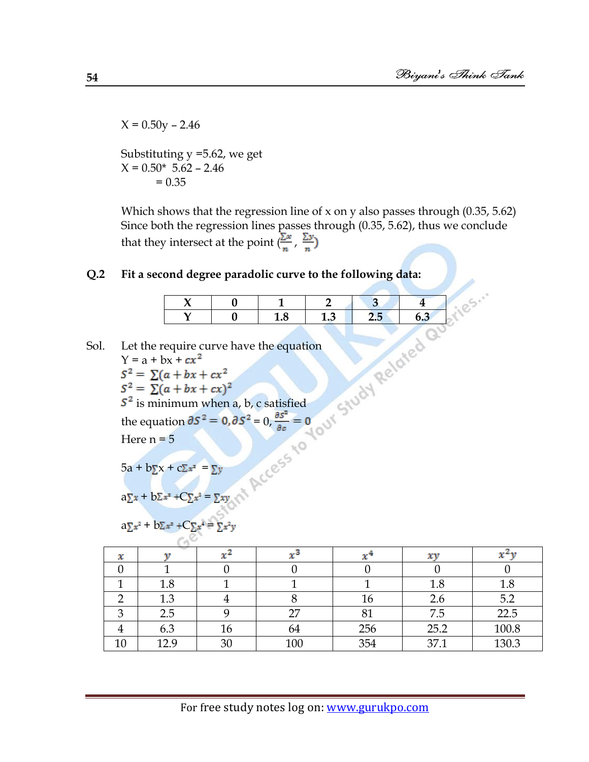X = 0.50y – 2.46

Substituting y =5.62, we get
X = 0.50* 5.62 – 2.46
= 0.35

Which shows that the regression line of x on y also passes through (0.35, 5.62)
Since both the regression lines passes through (0.35, 5.62), thus we conclude that they intersect at the point $\left(\frac{\sum x}{n}, \frac{\sum y}{n}\right)$

**Q.2 Fit a second degree paradolic curve to the following data:**

| X | 0 | 1 | 2 | 3 | 4 |
|---|---|---|---|---|---|
| Y | 0 | 1.8 | 1.3 | 2.5 | 6.3 |

Sol. Let the require curve have the equation

Y = a + bx + $cx^2$

$S^2 = \sum(a + bx + cx^2$

$S^2 = \sum(a + bx + cx)^2$

$S^2$ is minimum when a, b, c satisfied

the equation $\partial S^2 = 0, \partial S^2 = 0, \frac{\partial S^2}{\partial a} = 0$

Here n = 5

5a + b$\sum$x + c$\sum x^2$ = $\sum y$

a$\sum x$ + b$\sum x^2$ +C$\sum x^3$ = $\sum xy$

a$\sum x^2$ + b$\sum x^3$ +C$\sum x^4$ = $\sum x^2 y$

| $x$ | $y$ | $x^2$ | $x^3$ | $x^4$ | $xy$ | $x^2y$ |
|---|---|---|---|---|---|---|
| 0 | 1 | 0 | 0 | 0 | 0 | 0 |
| 1 | 1.8 | 1 | 1 | 1 | 1.8 | 1.8 |
| 2 | 1.3 | 4 | 8 | 16 | 2.6 | 5.2 |
| 3 | 2.5 | 9 | 27 | 81 | 7.5 | 22.5 |
| 4 | 6.3 | 16 | 64 | 256 | 25.2 | 100.8 |
| 10 | 12.9 | 30 | 100 | 354 | 37.1 | 130.3 |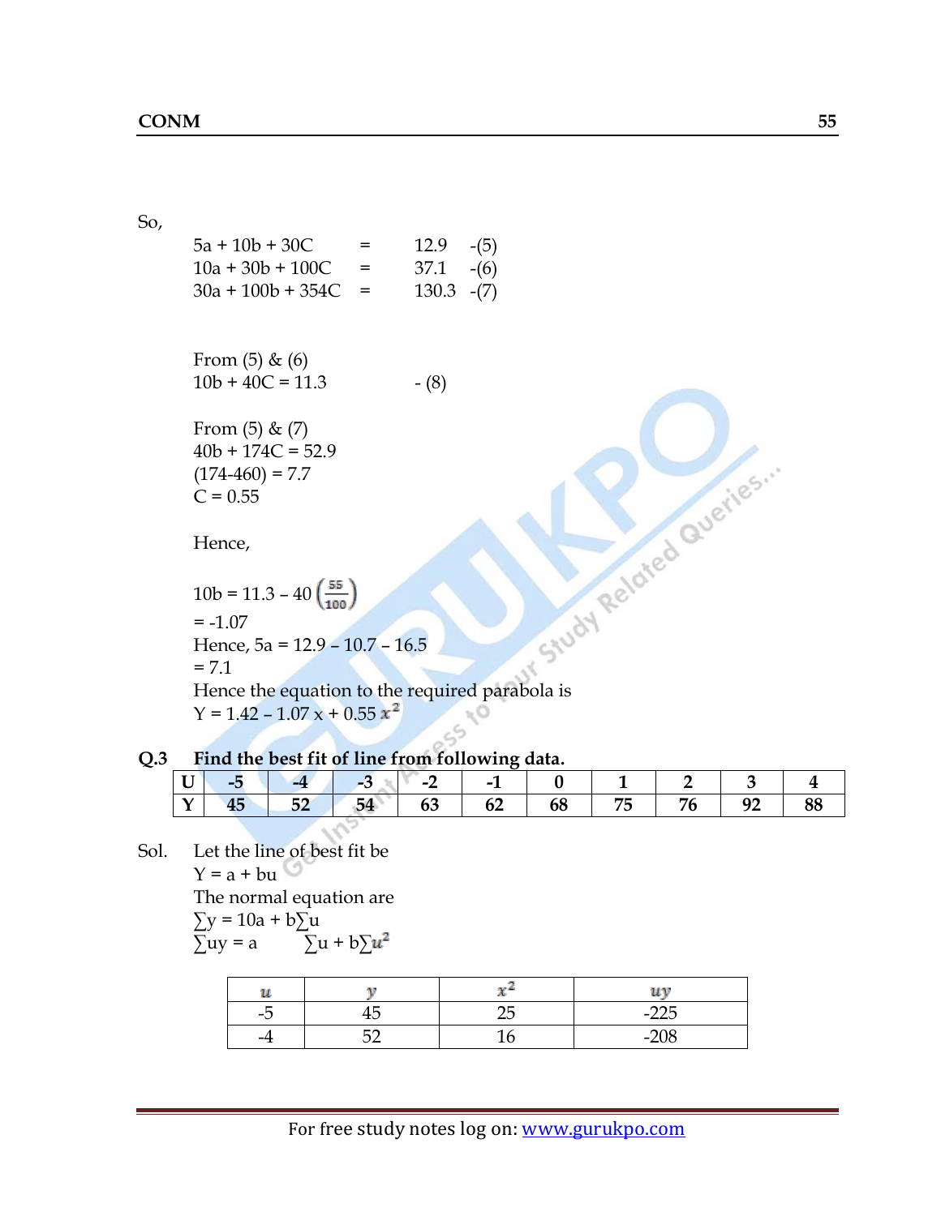So,

$$5a + 10b + 30C = 12.9 \quad -(5)$$
$$10a + 30b + 100C = 37.1 \quad -(6)$$
$$30a + 100b + 354C = 130.3 \quad -(7)$$

From (5) & (6)

$10b + 40C = 11.3$ - (8)

From (5) & (7)

$40b + 174C = 52.9$

$(174-460) = 7.7$

$C = 0.55$

Hence,

$10b = 11.3 - 40\left(\frac{55}{100}\right)$

$= -1.07$

Hence, $5a = 12.9 - 10.7 - 16.5$

$= 7.1$

Hence the equation to the required parabola is

$Y = 1.42 - 1.07\,x + 0.55\,x^2$

**Q.3 Find the best fit of line from following data.**

| U | -5 | -4 | -3 | -2 | -1 | 0 | 1 | 2 | 3 | 4 |
|---|---|---|---|---|---|---|---|---|---|---|
| Y | 45 | 52 | 54 | 63 | 62 | 68 | 75 | 76 | 92 | 88 |

Sol. Let the line of best fit be

$Y = a + bu$

The normal equation are

$\sum y = 10a + b\sum u$

$\sum uy = a \sum u + b\sum u^2$

| $u$ | $y$ | $x^2$ | $uy$ |
|---|---|---|---|
| -5 | 45 | 25 | -225 |
| -4 | 52 | 16 | -208 |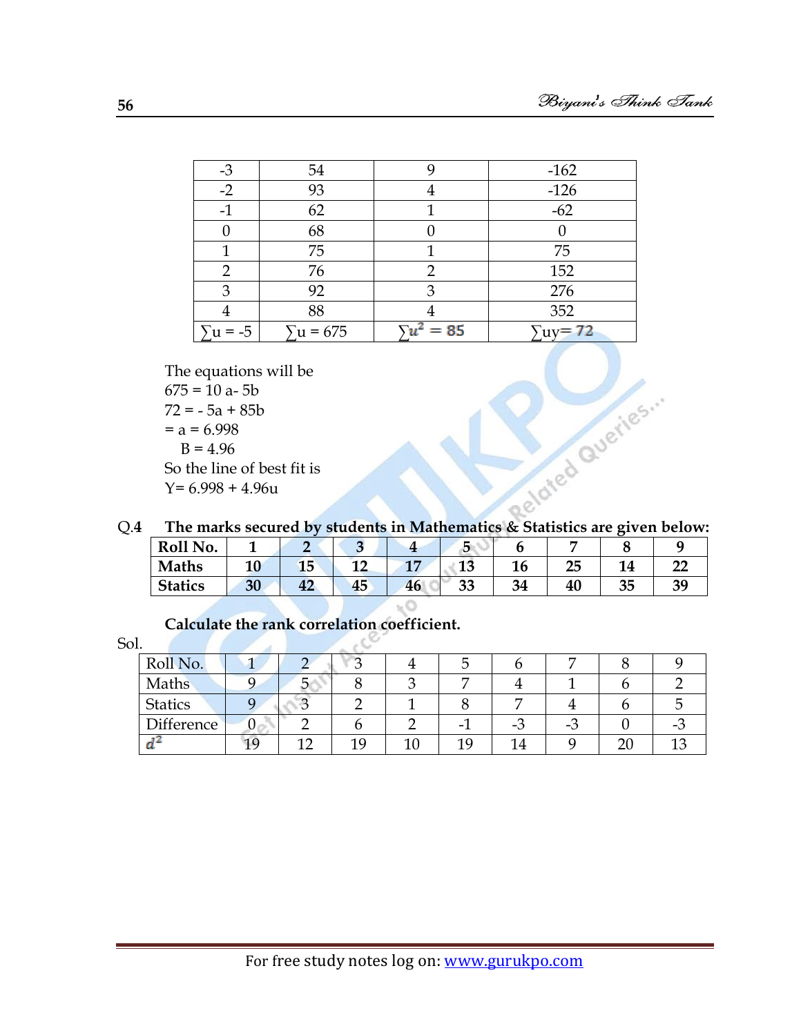| | | | |
|---|---|---|---|
| -3 | 54 | 9 | -162 |
| -2 | 93 | 4 | -126 |
| -1 | 62 | 1 | -62 |
| 0 | 68 | 0 | 0 |
| 1 | 75 | 1 | 75 |
| 2 | 76 | 2 | 152 |
| 3 | 92 | 3 | 276 |
| 4 | 88 | 4 | 352 |
| $\sum u = -5$ | $\sum u = 675$ | $\sum u^2 = 85$ | $\sum uy = 72$ |

The equations will be

675 = 10 a- 5b

72 = - 5a + 85b

= a = 6.998

B = 4.96

So the line of best fit is

Y= 6.998 + 4.96u

**Q.4 The marks secured by students in Mathematics & Statistics are given below:**

| **Roll No.** | **1** | **2** | **3** | **4** | **5** | **6** | **7** | **8** | **9** |
|---|---|---|---|---|---|---|---|---|---|
| **Maths** | **10** | **15** | **12** | **17** | **13** | **16** | **25** | **14** | **22** |
| **Statics** | **30** | **42** | **45** | **46** | **33** | **34** | **40** | **35** | **39** |

**Calculate the rank correlation coefficient.**

Sol.

| Roll No. | 1 | 2 | 3 | 4 | 5 | 6 | 7 | 8 | 9 |
|---|---|---|---|---|---|---|---|---|---|
| Maths | 9 | 5 | 8 | 3 | 7 | 4 | 1 | 6 | 2 |
| Statics | 9 | 3 | 2 | 1 | 8 | 7 | 4 | 6 | 5 |
| Difference | 0 | 2 | 6 | 2 | -1 | -3 | -3 | 0 | -3 |
| $d^2$ | 19 | 12 | 19 | 10 | 19 | 14 | 9 | 20 | 13 |